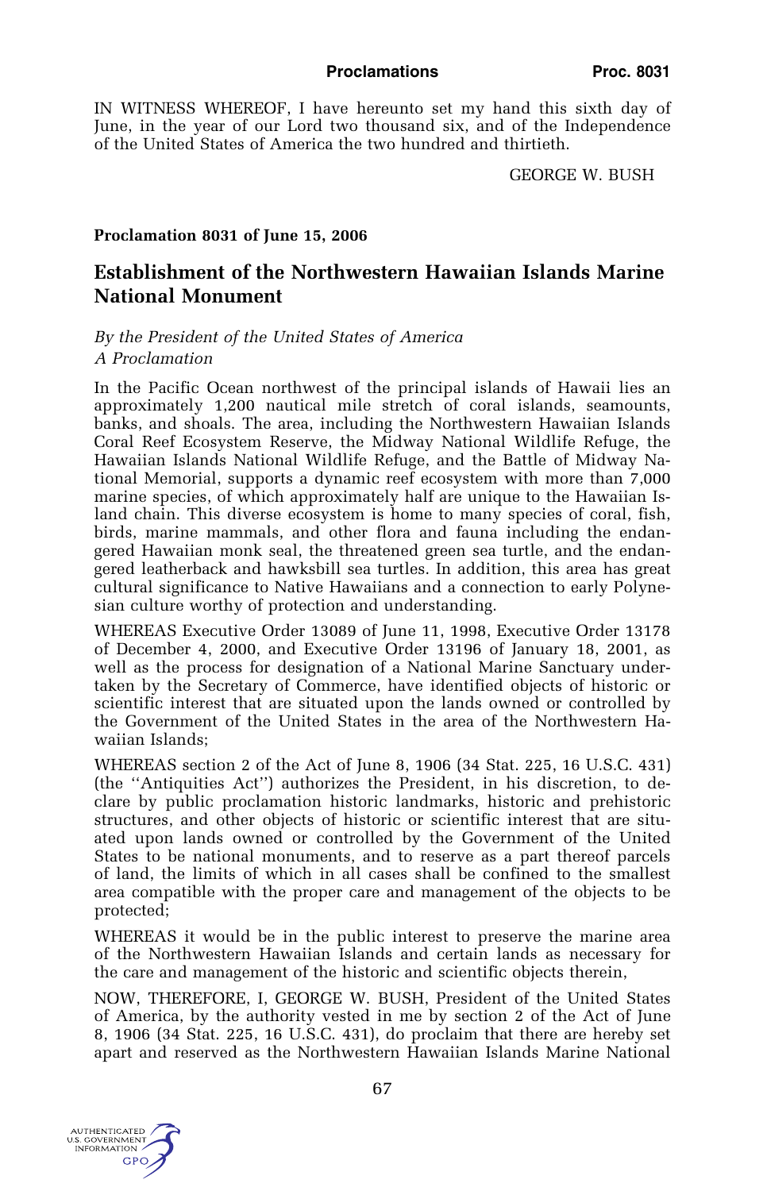IN WITNESS WHEREOF, I have hereunto set my hand this sixth day of June, in the year of our Lord two thousand six, and of the Independence of the United States of America the two hundred and thirtieth.

GEORGE W. BUSH

**Proclamation 8031 of June 15, 2006**

## Establishment of the Northwestern Hawaiian Islands Marine National Monument

*By the President of the United States of America*
*A Proclamation*

In the Pacific Ocean northwest of the principal islands of Hawaii lies an approximately 1,200 nautical mile stretch of coral islands, seamounts, banks, and shoals. The area, including the Northwestern Hawaiian Islands Coral Reef Ecosystem Reserve, the Midway National Wildlife Refuge, the Hawaiian Islands National Wildlife Refuge, and the Battle of Midway National Memorial, supports a dynamic reef ecosystem with more than 7,000 marine species, of which approximately half are unique to the Hawaiian Island chain. This diverse ecosystem is home to many species of coral, fish, birds, marine mammals, and other flora and fauna including the endangered Hawaiian monk seal, the threatened green sea turtle, and the endangered leatherback and hawksbill sea turtles. In addition, this area has great cultural significance to Native Hawaiians and a connection to early Polynesian culture worthy of protection and understanding.

WHEREAS Executive Order 13089 of June 11, 1998, Executive Order 13178 of December 4, 2000, and Executive Order 13196 of January 18, 2001, as well as the process for designation of a National Marine Sanctuary undertaken by the Secretary of Commerce, have identified objects of historic or scientific interest that are situated upon the lands owned or controlled by the Government of the United States in the area of the Northwestern Hawaiian Islands;

WHEREAS section 2 of the Act of June 8, 1906 (34 Stat. 225, 16 U.S.C. 431) (the ''Antiquities Act'') authorizes the President, in his discretion, to declare by public proclamation historic landmarks, historic and prehistoric structures, and other objects of historic or scientific interest that are situated upon lands owned or controlled by the Government of the United States to be national monuments, and to reserve as a part thereof parcels of land, the limits of which in all cases shall be confined to the smallest area compatible with the proper care and management of the objects to be protected;

WHEREAS it would be in the public interest to preserve the marine area of the Northwestern Hawaiian Islands and certain lands as necessary for the care and management of the historic and scientific objects therein,

NOW, THEREFORE, I, GEORGE W. BUSH, President of the United States of America, by the authority vested in me by section 2 of the Act of June 8, 1906 (34 Stat. 225, 16 U.S.C. 431), do proclaim that there are hereby set apart and reserved as the Northwestern Hawaiian Islands Marine National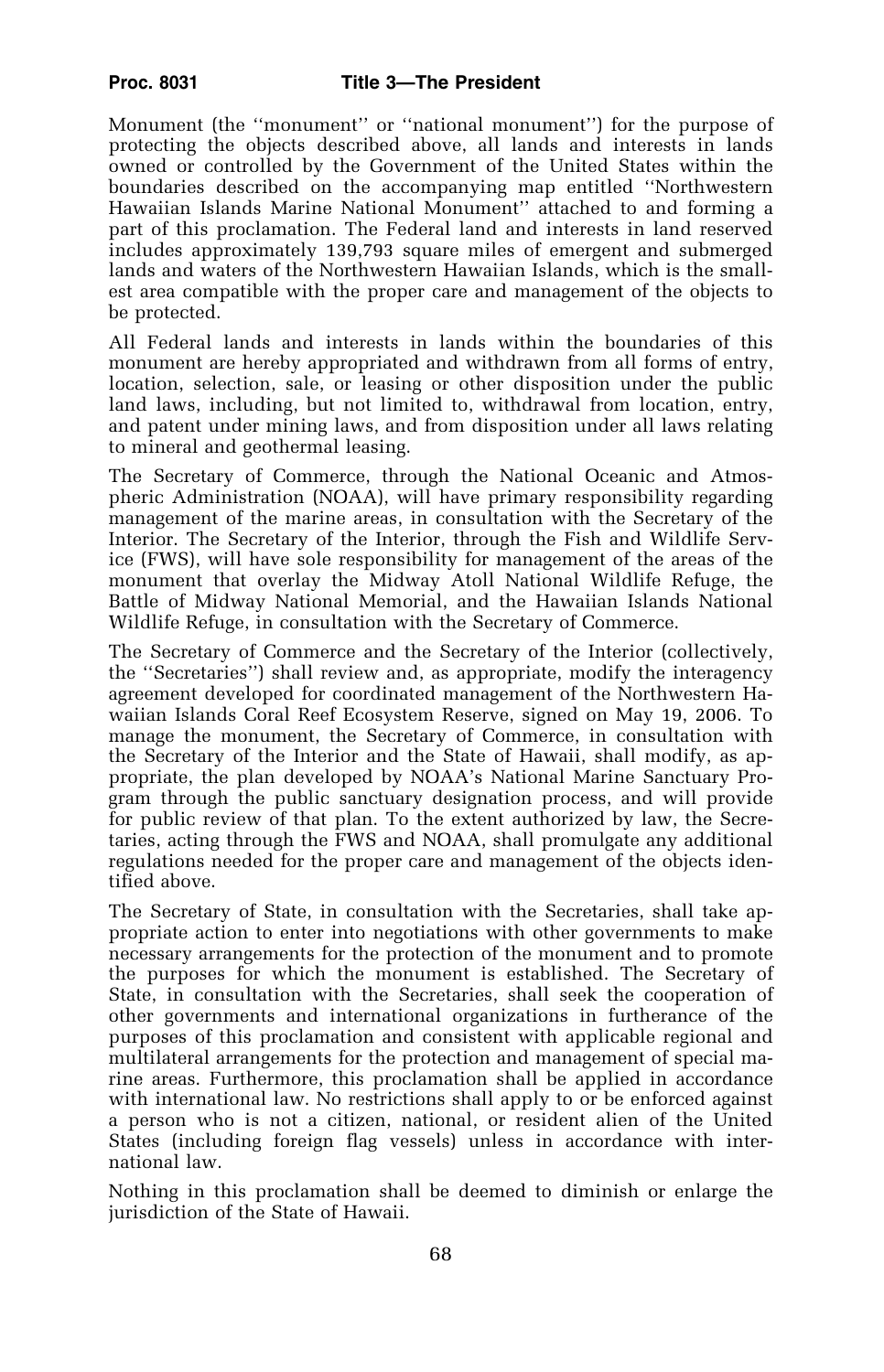Monument (the ''monument'' or ''national monument'') for the purpose of protecting the objects described above, all lands and interests in lands owned or controlled by the Government of the United States within the boundaries described on the accompanying map entitled ''Northwestern Hawaiian Islands Marine National Monument'' attached to and forming a part of this proclamation. The Federal land and interests in land reserved includes approximately 139,793 square miles of emergent and submerged lands and waters of the Northwestern Hawaiian Islands, which is the smallest area compatible with the proper care and management of the objects to be protected.

All Federal lands and interests in lands within the boundaries of this monument are hereby appropriated and withdrawn from all forms of entry, location, selection, sale, or leasing or other disposition under the public land laws, including, but not limited to, withdrawal from location, entry, and patent under mining laws, and from disposition under all laws relating to mineral and geothermal leasing.

The Secretary of Commerce, through the National Oceanic and Atmospheric Administration (NOAA), will have primary responsibility regarding management of the marine areas, in consultation with the Secretary of the Interior. The Secretary of the Interior, through the Fish and Wildlife Service (FWS), will have sole responsibility for management of the areas of the monument that overlay the Midway Atoll National Wildlife Refuge, the Battle of Midway National Memorial, and the Hawaiian Islands National Wildlife Refuge, in consultation with the Secretary of Commerce.

The Secretary of Commerce and the Secretary of the Interior (collectively, the ''Secretaries'') shall review and, as appropriate, modify the interagency agreement developed for coordinated management of the Northwestern Hawaiian Islands Coral Reef Ecosystem Reserve, signed on May 19, 2006. To manage the monument, the Secretary of Commerce, in consultation with the Secretary of the Interior and the State of Hawaii, shall modify, as appropriate, the plan developed by NOAA's National Marine Sanctuary Program through the public sanctuary designation process, and will provide for public review of that plan. To the extent authorized by law, the Secretaries, acting through the FWS and NOAA, shall promulgate any additional regulations needed for the proper care and management of the objects identified above.

The Secretary of State, in consultation with the Secretaries, shall take appropriate action to enter into negotiations with other governments to make necessary arrangements for the protection of the monument and to promote the purposes for which the monument is established. The Secretary of State, in consultation with the Secretaries, shall seek the cooperation of other governments and international organizations in furtherance of the purposes of this proclamation and consistent with applicable regional and multilateral arrangements for the protection and management of special marine areas. Furthermore, this proclamation shall be applied in accordance with international law. No restrictions shall apply to or be enforced against a person who is not a citizen, national, or resident alien of the United States (including foreign flag vessels) unless in accordance with international law.

Nothing in this proclamation shall be deemed to diminish or enlarge the jurisdiction of the State of Hawaii.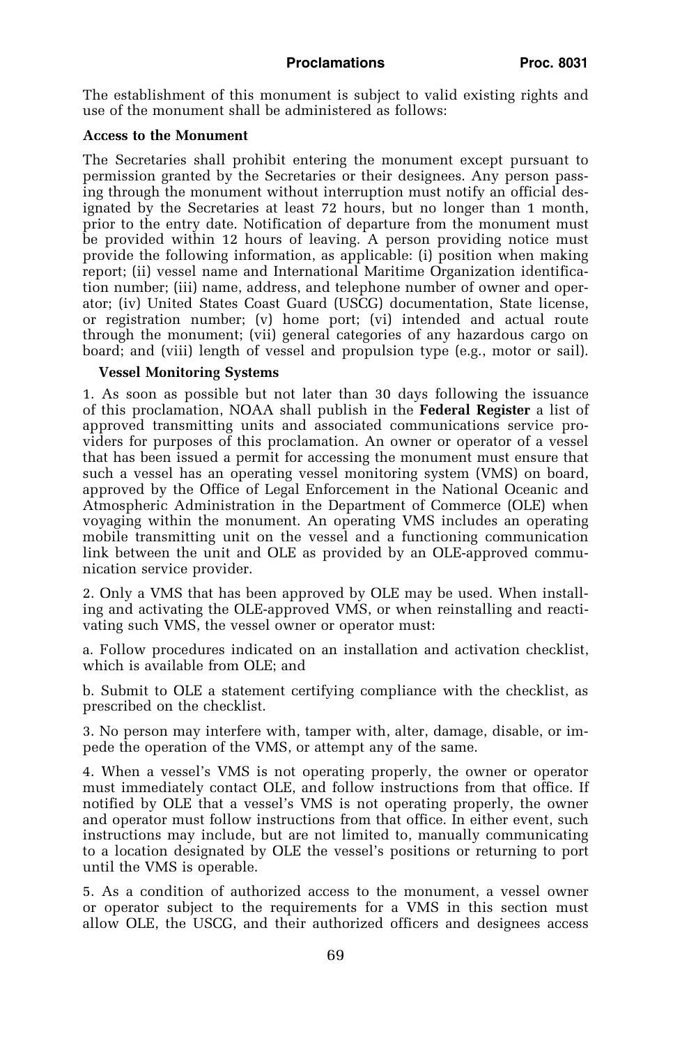The establishment of this monument is subject to valid existing rights and use of the monument shall be administered as follows:

**Access to the Monument**

The Secretaries shall prohibit entering the monument except pursuant to permission granted by the Secretaries or their designees. Any person passing through the monument without interruption must notify an official designated by the Secretaries at least 72 hours, but no longer than 1 month, prior to the entry date. Notification of departure from the monument must be provided within 12 hours of leaving. A person providing notice must provide the following information, as applicable: (i) position when making report; (ii) vessel name and International Maritime Organization identification number; (iii) name, address, and telephone number of owner and operator; (iv) United States Coast Guard (USCG) documentation, State license, or registration number; (v) home port; (vi) intended and actual route through the monument; (vii) general categories of any hazardous cargo on board; and (viii) length of vessel and propulsion type (e.g., motor or sail).

**Vessel Monitoring Systems**

1. As soon as possible but not later than 30 days following the issuance of this proclamation, NOAA shall publish in the **Federal Register** a list of approved transmitting units and associated communications service providers for purposes of this proclamation. An owner or operator of a vessel that has been issued a permit for accessing the monument must ensure that such a vessel has an operating vessel monitoring system (VMS) on board, approved by the Office of Legal Enforcement in the National Oceanic and Atmospheric Administration in the Department of Commerce (OLE) when voyaging within the monument. An operating VMS includes an operating mobile transmitting unit on the vessel and a functioning communication link between the unit and OLE as provided by an OLE-approved communication service provider.

2. Only a VMS that has been approved by OLE may be used. When installing and activating the OLE-approved VMS, or when reinstalling and reactivating such VMS, the vessel owner or operator must:

a. Follow procedures indicated on an installation and activation checklist, which is available from OLE; and

b. Submit to OLE a statement certifying compliance with the checklist, as prescribed on the checklist.

3. No person may interfere with, tamper with, alter, damage, disable, or impede the operation of the VMS, or attempt any of the same.

4. When a vessel's VMS is not operating properly, the owner or operator must immediately contact OLE, and follow instructions from that office. If notified by OLE that a vessel's VMS is not operating properly, the owner and operator must follow instructions from that office. In either event, such instructions may include, but are not limited to, manually communicating to a location designated by OLE the vessel's positions or returning to port until the VMS is operable.

5. As a condition of authorized access to the monument, a vessel owner or operator subject to the requirements for a VMS in this section must allow OLE, the USCG, and their authorized officers and designees access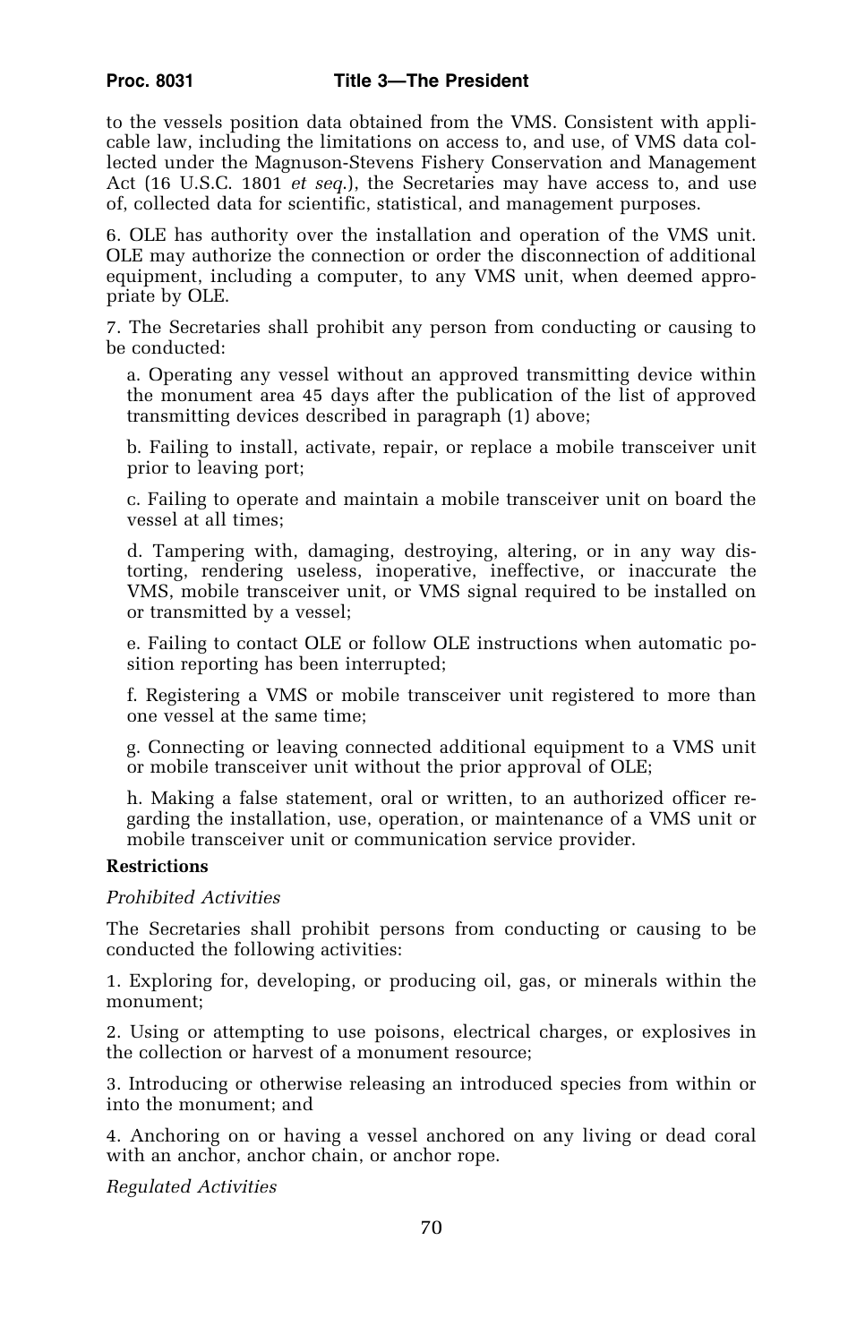to the vessels position data obtained from the VMS. Consistent with applicable law, including the limitations on access to, and use, of VMS data collected under the Magnuson-Stevens Fishery Conservation and Management Act (16 U.S.C. 1801 *et seq.*), the Secretaries may have access to, and use of, collected data for scientific, statistical, and management purposes.

6. OLE has authority over the installation and operation of the VMS unit. OLE may authorize the connection or order the disconnection of additional equipment, including a computer, to any VMS unit, when deemed appropriate by OLE.

7. The Secretaries shall prohibit any person from conducting or causing to be conducted:

a. Operating any vessel without an approved transmitting device within the monument area 45 days after the publication of the list of approved transmitting devices described in paragraph (1) above;

b. Failing to install, activate, repair, or replace a mobile transceiver unit prior to leaving port;

c. Failing to operate and maintain a mobile transceiver unit on board the vessel at all times;

d. Tampering with, damaging, destroying, altering, or in any way distorting, rendering useless, inoperative, ineffective, or inaccurate the VMS, mobile transceiver unit, or VMS signal required to be installed on or transmitted by a vessel;

e. Failing to contact OLE or follow OLE instructions when automatic position reporting has been interrupted;

f. Registering a VMS or mobile transceiver unit registered to more than one vessel at the same time;

g. Connecting or leaving connected additional equipment to a VMS unit or mobile transceiver unit without the prior approval of OLE;

h. Making a false statement, oral or written, to an authorized officer regarding the installation, use, operation, or maintenance of a VMS unit or mobile transceiver unit or communication service provider.

**Restrictions**

*Prohibited Activities*

The Secretaries shall prohibit persons from conducting or causing to be conducted the following activities:

1. Exploring for, developing, or producing oil, gas, or minerals within the monument;

2. Using or attempting to use poisons, electrical charges, or explosives in the collection or harvest of a monument resource;

3. Introducing or otherwise releasing an introduced species from within or into the monument; and

4. Anchoring on or having a vessel anchored on any living or dead coral with an anchor, anchor chain, or anchor rope.

*Regulated Activities*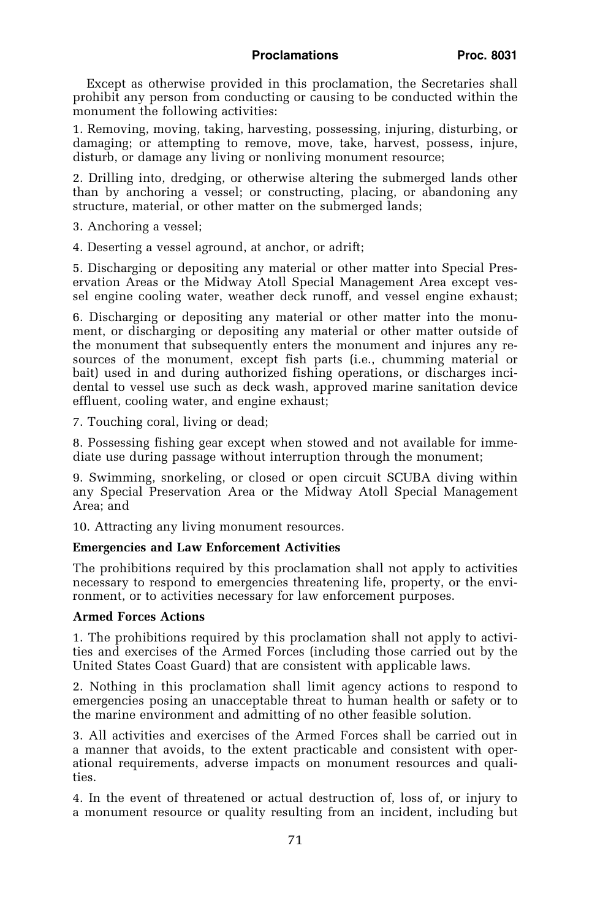Except as otherwise provided in this proclamation, the Secretaries shall prohibit any person from conducting or causing to be conducted within the monument the following activities:

1. Removing, moving, taking, harvesting, possessing, injuring, disturbing, or damaging; or attempting to remove, move, take, harvest, possess, injure, disturb, or damage any living or nonliving monument resource;

2. Drilling into, dredging, or otherwise altering the submerged lands other than by anchoring a vessel; or constructing, placing, or abandoning any structure, material, or other matter on the submerged lands;

3. Anchoring a vessel;

4. Deserting a vessel aground, at anchor, or adrift;

5. Discharging or depositing any material or other matter into Special Preservation Areas or the Midway Atoll Special Management Area except vessel engine cooling water, weather deck runoff, and vessel engine exhaust;

6. Discharging or depositing any material or other matter into the monument, or discharging or depositing any material or other matter outside of the monument that subsequently enters the monument and injures any resources of the monument, except fish parts (i.e., chumming material or bait) used in and during authorized fishing operations, or discharges incidental to vessel use such as deck wash, approved marine sanitation device effluent, cooling water, and engine exhaust;

7. Touching coral, living or dead;

8. Possessing fishing gear except when stowed and not available for immediate use during passage without interruption through the monument;

9. Swimming, snorkeling, or closed or open circuit SCUBA diving within any Special Preservation Area or the Midway Atoll Special Management Area; and

10. Attracting any living monument resources.

**Emergencies and Law Enforcement Activities**

The prohibitions required by this proclamation shall not apply to activities necessary to respond to emergencies threatening life, property, or the environment, or to activities necessary for law enforcement purposes.

**Armed Forces Actions**

1. The prohibitions required by this proclamation shall not apply to activities and exercises of the Armed Forces (including those carried out by the United States Coast Guard) that are consistent with applicable laws.

2. Nothing in this proclamation shall limit agency actions to respond to emergencies posing an unacceptable threat to human health or safety or to the marine environment and admitting of no other feasible solution.

3. All activities and exercises of the Armed Forces shall be carried out in a manner that avoids, to the extent practicable and consistent with operational requirements, adverse impacts on monument resources and qualities.

4. In the event of threatened or actual destruction of, loss of, or injury to a monument resource or quality resulting from an incident, including but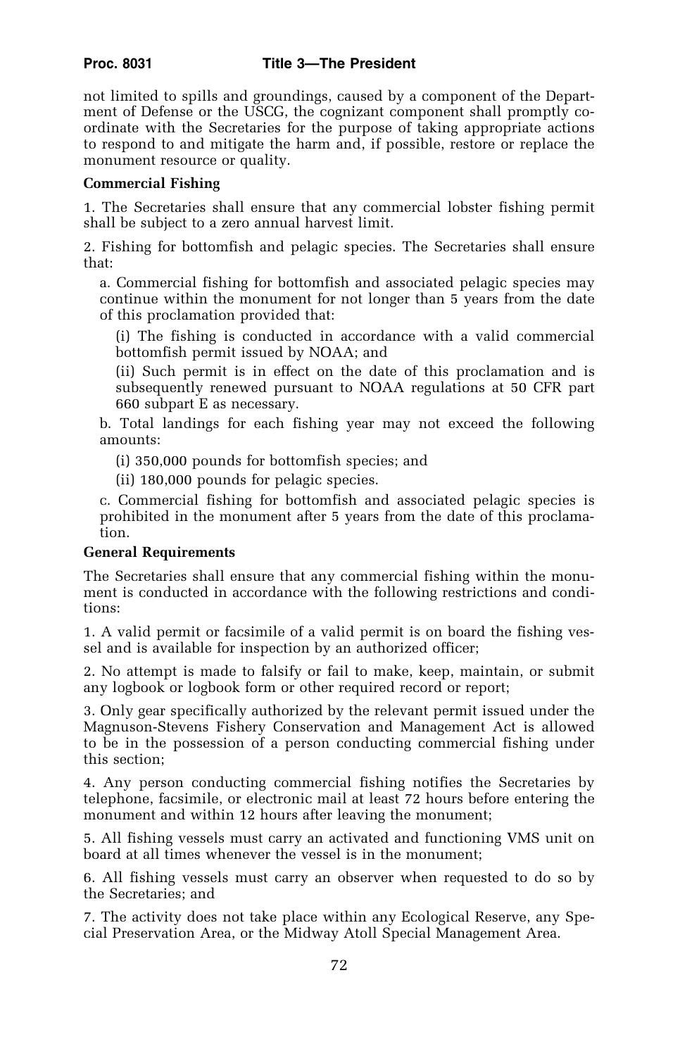not limited to spills and groundings, caused by a component of the Department of Defense or the USCG, the cognizant component shall promptly coordinate with the Secretaries for the purpose of taking appropriate actions to respond to and mitigate the harm and, if possible, restore or replace the monument resource or quality.

**Commercial Fishing**

1. The Secretaries shall ensure that any commercial lobster fishing permit shall be subject to a zero annual harvest limit.

2. Fishing for bottomfish and pelagic species. The Secretaries shall ensure that:

   a. Commercial fishing for bottomfish and associated pelagic species may continue within the monument for not longer than 5 years from the date of this proclamation provided that:

      (i) The fishing is conducted in accordance with a valid commercial bottomfish permit issued by NOAA; and

      (ii) Such permit is in effect on the date of this proclamation and is subsequently renewed pursuant to NOAA regulations at 50 CFR part 660 subpart E as necessary.

   b. Total landings for each fishing year may not exceed the following amounts:

      (i) 350,000 pounds for bottomfish species; and

      (ii) 180,000 pounds for pelagic species.

   c. Commercial fishing for bottomfish and associated pelagic species is prohibited in the monument after 5 years from the date of this proclamation.

**General Requirements**

The Secretaries shall ensure that any commercial fishing within the monument is conducted in accordance with the following restrictions and conditions:

1. A valid permit or facsimile of a valid permit is on board the fishing vessel and is available for inspection by an authorized officer;

2. No attempt is made to falsify or fail to make, keep, maintain, or submit any logbook or logbook form or other required record or report;

3. Only gear specifically authorized by the relevant permit issued under the Magnuson-Stevens Fishery Conservation and Management Act is allowed to be in the possession of a person conducting commercial fishing under this section;

4. Any person conducting commercial fishing notifies the Secretaries by telephone, facsimile, or electronic mail at least 72 hours before entering the monument and within 12 hours after leaving the monument;

5. All fishing vessels must carry an activated and functioning VMS unit on board at all times whenever the vessel is in the monument;

6. All fishing vessels must carry an observer when requested to do so by the Secretaries; and

7. The activity does not take place within any Ecological Reserve, any Special Preservation Area, or the Midway Atoll Special Management Area.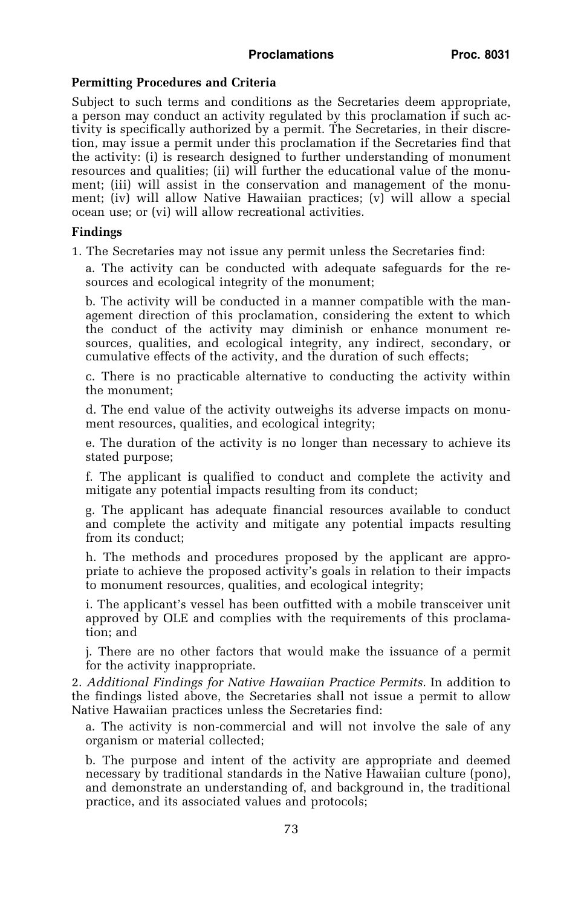**Permitting Procedures and Criteria**

Subject to such terms and conditions as the Secretaries deem appropriate, a person may conduct an activity regulated by this proclamation if such activity is specifically authorized by a permit. The Secretaries, in their discretion, may issue a permit under this proclamation if the Secretaries find that the activity: (i) is research designed to further understanding of monument resources and qualities; (ii) will further the educational value of the monument; (iii) will assist in the conservation and management of the monument; (iv) will allow Native Hawaiian practices; (v) will allow a special ocean use; or (vi) will allow recreational activities.

**Findings**

1. The Secretaries may not issue any permit unless the Secretaries find:

a. The activity can be conducted with adequate safeguards for the resources and ecological integrity of the monument;

b. The activity will be conducted in a manner compatible with the management direction of this proclamation, considering the extent to which the conduct of the activity may diminish or enhance monument resources, qualities, and ecological integrity, any indirect, secondary, or cumulative effects of the activity, and the duration of such effects;

c. There is no practicable alternative to conducting the activity within the monument;

d. The end value of the activity outweighs its adverse impacts on monument resources, qualities, and ecological integrity;

e. The duration of the activity is no longer than necessary to achieve its stated purpose;

f. The applicant is qualified to conduct and complete the activity and mitigate any potential impacts resulting from its conduct;

g. The applicant has adequate financial resources available to conduct and complete the activity and mitigate any potential impacts resulting from its conduct;

h. The methods and procedures proposed by the applicant are appropriate to achieve the proposed activity's goals in relation to their impacts to monument resources, qualities, and ecological integrity;

i. The applicant's vessel has been outfitted with a mobile transceiver unit approved by OLE and complies with the requirements of this proclamation; and

j. There are no other factors that would make the issuance of a permit for the activity inappropriate.

2. *Additional Findings for Native Hawaiian Practice Permits.* In addition to the findings listed above, the Secretaries shall not issue a permit to allow Native Hawaiian practices unless the Secretaries find:

a. The activity is non-commercial and will not involve the sale of any organism or material collected;

b. The purpose and intent of the activity are appropriate and deemed necessary by traditional standards in the Native Hawaiian culture (pono), and demonstrate an understanding of, and background in, the traditional practice, and its associated values and protocols;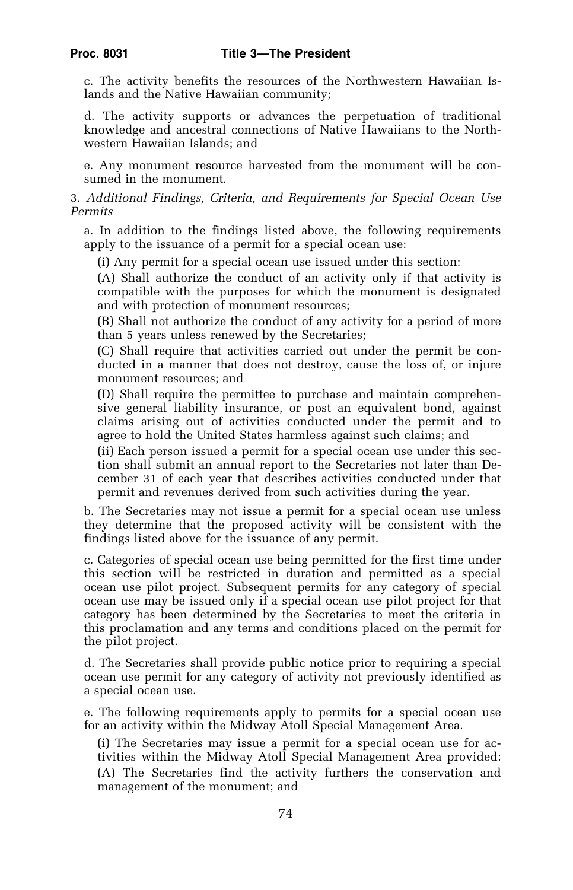c. The activity benefits the resources of the Northwestern Hawaiian Islands and the Native Hawaiian community;

d. The activity supports or advances the perpetuation of traditional knowledge and ancestral connections of Native Hawaiians to the Northwestern Hawaiian Islands; and

e. Any monument resource harvested from the monument will be consumed in the monument.

3. *Additional Findings, Criteria, and Requirements for Special Ocean Use Permits*

a. In addition to the findings listed above, the following requirements apply to the issuance of a permit for a special ocean use:

(i) Any permit for a special ocean use issued under this section:

(A) Shall authorize the conduct of an activity only if that activity is compatible with the purposes for which the monument is designated and with protection of monument resources;

(B) Shall not authorize the conduct of any activity for a period of more than 5 years unless renewed by the Secretaries;

(C) Shall require that activities carried out under the permit be conducted in a manner that does not destroy, cause the loss of, or injure monument resources; and

(D) Shall require the permittee to purchase and maintain comprehensive general liability insurance, or post an equivalent bond, against claims arising out of activities conducted under the permit and to agree to hold the United States harmless against such claims; and

(ii) Each person issued a permit for a special ocean use under this section shall submit an annual report to the Secretaries not later than December 31 of each year that describes activities conducted under that permit and revenues derived from such activities during the year.

b. The Secretaries may not issue a permit for a special ocean use unless they determine that the proposed activity will be consistent with the findings listed above for the issuance of any permit.

c. Categories of special ocean use being permitted for the first time under this section will be restricted in duration and permitted as a special ocean use pilot project. Subsequent permits for any category of special ocean use may be issued only if a special ocean use pilot project for that category has been determined by the Secretaries to meet the criteria in this proclamation and any terms and conditions placed on the permit for the pilot project.

d. The Secretaries shall provide public notice prior to requiring a special ocean use permit for any category of activity not previously identified as a special ocean use.

e. The following requirements apply to permits for a special ocean use for an activity within the Midway Atoll Special Management Area.

(i) The Secretaries may issue a permit for a special ocean use for activities within the Midway Atoll Special Management Area provided:

(A) The Secretaries find the activity furthers the conservation and management of the monument; and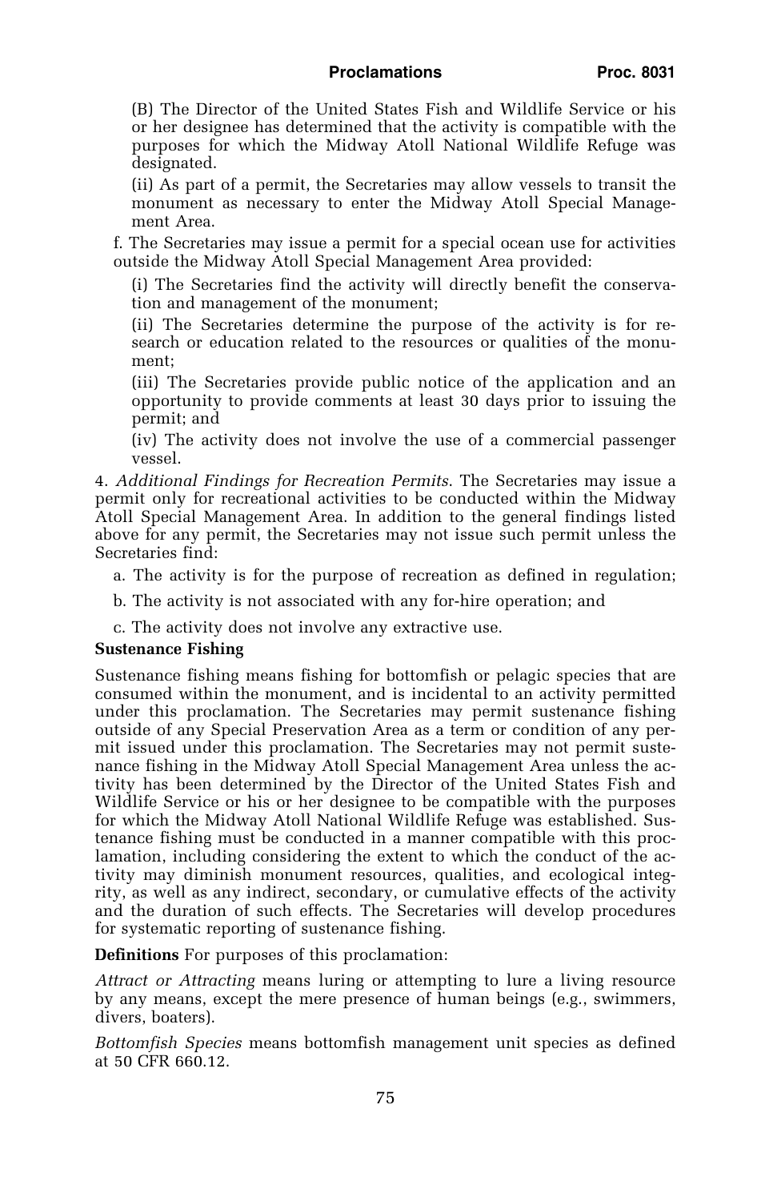(B) The Director of the United States Fish and Wildlife Service or his or her designee has determined that the activity is compatible with the purposes for which the Midway Atoll National Wildlife Refuge was designated.

(ii) As part of a permit, the Secretaries may allow vessels to transit the monument as necessary to enter the Midway Atoll Special Management Area.

f. The Secretaries may issue a permit for a special ocean use for activities outside the Midway Atoll Special Management Area provided:

(i) The Secretaries find the activity will directly benefit the conservation and management of the monument;

(ii) The Secretaries determine the purpose of the activity is for research or education related to the resources or qualities of the monument;

(iii) The Secretaries provide public notice of the application and an opportunity to provide comments at least 30 days prior to issuing the permit; and

(iv) The activity does not involve the use of a commercial passenger vessel.

4. *Additional Findings for Recreation Permits*. The Secretaries may issue a permit only for recreational activities to be conducted within the Midway Atoll Special Management Area. In addition to the general findings listed above for any permit, the Secretaries may not issue such permit unless the Secretaries find:

a. The activity is for the purpose of recreation as defined in regulation;

b. The activity is not associated with any for-hire operation; and

c. The activity does not involve any extractive use.

**Sustenance Fishing**

Sustenance fishing means fishing for bottomfish or pelagic species that are consumed within the monument, and is incidental to an activity permitted under this proclamation. The Secretaries may permit sustenance fishing outside of any Special Preservation Area as a term or condition of any permit issued under this proclamation. The Secretaries may not permit sustenance fishing in the Midway Atoll Special Management Area unless the activity has been determined by the Director of the United States Fish and Wildlife Service or his or her designee to be compatible with the purposes for which the Midway Atoll National Wildlife Refuge was established. Sustenance fishing must be conducted in a manner compatible with this proclamation, including considering the extent to which the conduct of the activity may diminish monument resources, qualities, and ecological integrity, as well as any indirect, secondary, or cumulative effects of the activity and the duration of such effects. The Secretaries will develop procedures for systematic reporting of sustenance fishing.

**Definitions** For purposes of this proclamation:

*Attract or Attracting* means luring or attempting to lure a living resource by any means, except the mere presence of human beings (e.g., swimmers, divers, boaters).

*Bottomfish Species* means bottomfish management unit species as defined at 50 CFR 660.12.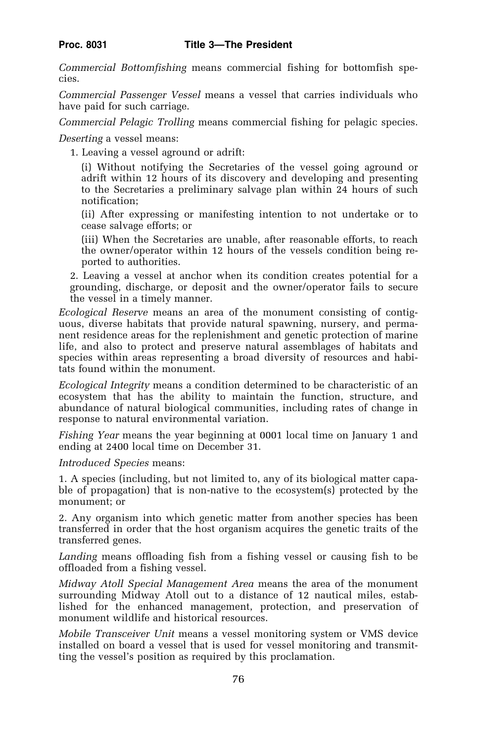*Commercial Bottomfishing* means commercial fishing for bottomfish species.

*Commercial Passenger Vessel* means a vessel that carries individuals who have paid for such carriage.

*Commercial Pelagic Trolling* means commercial fishing for pelagic species.

*Deserting* a vessel means:

1. Leaving a vessel aground or adrift:

   (i) Without notifying the Secretaries of the vessel going aground or adrift within 12 hours of its discovery and developing and presenting to the Secretaries a preliminary salvage plan within 24 hours of such notification;

   (ii) After expressing or manifesting intention to not undertake or to cease salvage efforts; or

   (iii) When the Secretaries are unable, after reasonable efforts, to reach the owner/operator within 12 hours of the vessels condition being reported to authorities.

2. Leaving a vessel at anchor when its condition creates potential for a grounding, discharge, or deposit and the owner/operator fails to secure the vessel in a timely manner.

*Ecological Reserve* means an area of the monument consisting of contiguous, diverse habitats that provide natural spawning, nursery, and permanent residence areas for the replenishment and genetic protection of marine life, and also to protect and preserve natural assemblages of habitats and species within areas representing a broad diversity of resources and habitats found within the monument.

*Ecological Integrity* means a condition determined to be characteristic of an ecosystem that has the ability to maintain the function, structure, and abundance of natural biological communities, including rates of change in response to natural environmental variation.

*Fishing Year* means the year beginning at 0001 local time on January 1 and ending at 2400 local time on December 31.

*Introduced Species* means:

1. A species (including, but not limited to, any of its biological matter capable of propagation) that is non-native to the ecosystem(s) protected by the monument; or

2. Any organism into which genetic matter from another species has been transferred in order that the host organism acquires the genetic traits of the transferred genes.

*Landing* means offloading fish from a fishing vessel or causing fish to be offloaded from a fishing vessel.

*Midway Atoll Special Management Area* means the area of the monument surrounding Midway Atoll out to a distance of 12 nautical miles, established for the enhanced management, protection, and preservation of monument wildlife and historical resources.

*Mobile Transceiver Unit* means a vessel monitoring system or VMS device installed on board a vessel that is used for vessel monitoring and transmitting the vessel's position as required by this proclamation.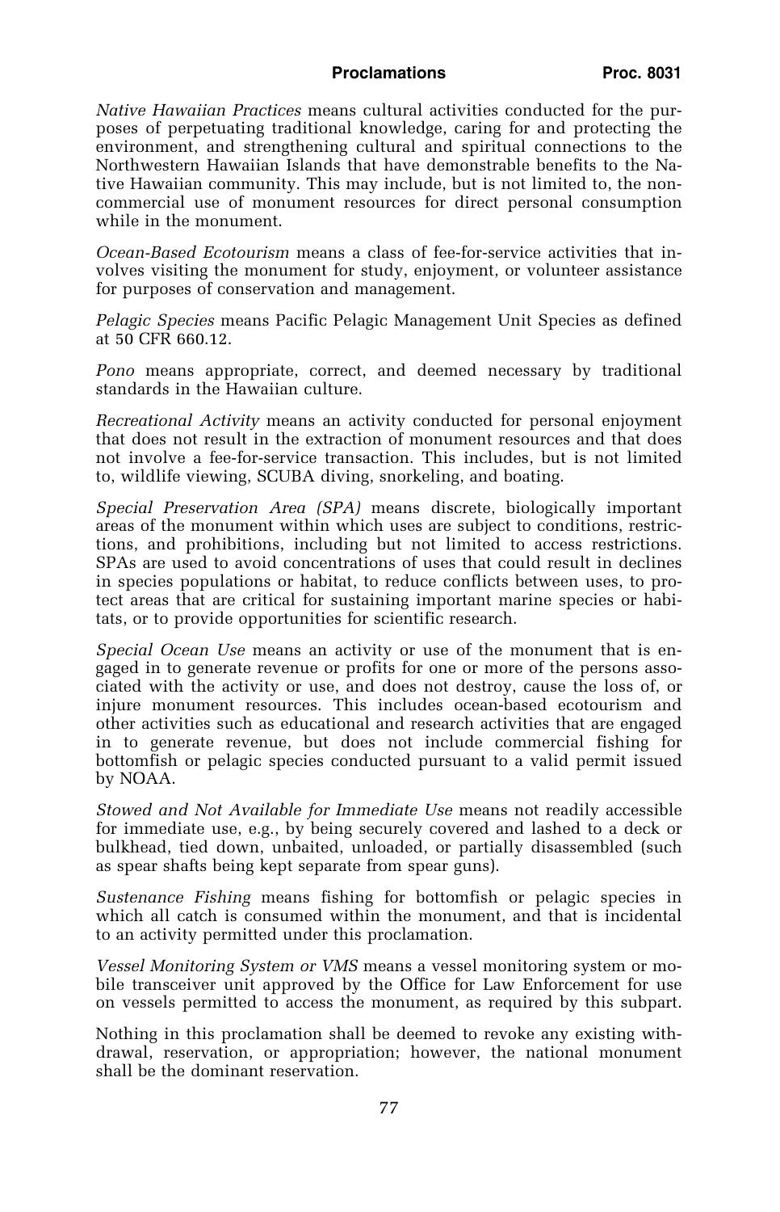*Native Hawaiian Practices* means cultural activities conducted for the purposes of perpetuating traditional knowledge, caring for and protecting the environment, and strengthening cultural and spiritual connections to the Northwestern Hawaiian Islands that have demonstrable benefits to the Native Hawaiian community. This may include, but is not limited to, the noncommercial use of monument resources for direct personal consumption while in the monument.

*Ocean-Based Ecotourism* means a class of fee-for-service activities that involves visiting the monument for study, enjoyment, or volunteer assistance for purposes of conservation and management.

*Pelagic Species* means Pacific Pelagic Management Unit Species as defined at 50 CFR 660.12.

*Pono* means appropriate, correct, and deemed necessary by traditional standards in the Hawaiian culture.

*Recreational Activity* means an activity conducted for personal enjoyment that does not result in the extraction of monument resources and that does not involve a fee-for-service transaction. This includes, but is not limited to, wildlife viewing, SCUBA diving, snorkeling, and boating.

*Special Preservation Area (SPA)* means discrete, biologically important areas of the monument within which uses are subject to conditions, restrictions, and prohibitions, including but not limited to access restrictions. SPAs are used to avoid concentrations of uses that could result in declines in species populations or habitat, to reduce conflicts between uses, to protect areas that are critical for sustaining important marine species or habitats, or to provide opportunities for scientific research.

*Special Ocean Use* means an activity or use of the monument that is engaged in to generate revenue or profits for one or more of the persons associated with the activity or use, and does not destroy, cause the loss of, or injure monument resources. This includes ocean-based ecotourism and other activities such as educational and research activities that are engaged in to generate revenue, but does not include commercial fishing for bottomfish or pelagic species conducted pursuant to a valid permit issued by NOAA.

*Stowed and Not Available for Immediate Use* means not readily accessible for immediate use, e.g., by being securely covered and lashed to a deck or bulkhead, tied down, unbaited, unloaded, or partially disassembled (such as spear shafts being kept separate from spear guns).

*Sustenance Fishing* means fishing for bottomfish or pelagic species in which all catch is consumed within the monument, and that is incidental to an activity permitted under this proclamation.

*Vessel Monitoring System or VMS* means a vessel monitoring system or mobile transceiver unit approved by the Office for Law Enforcement for use on vessels permitted to access the monument, as required by this subpart.

Nothing in this proclamation shall be deemed to revoke any existing withdrawal, reservation, or appropriation; however, the national monument shall be the dominant reservation.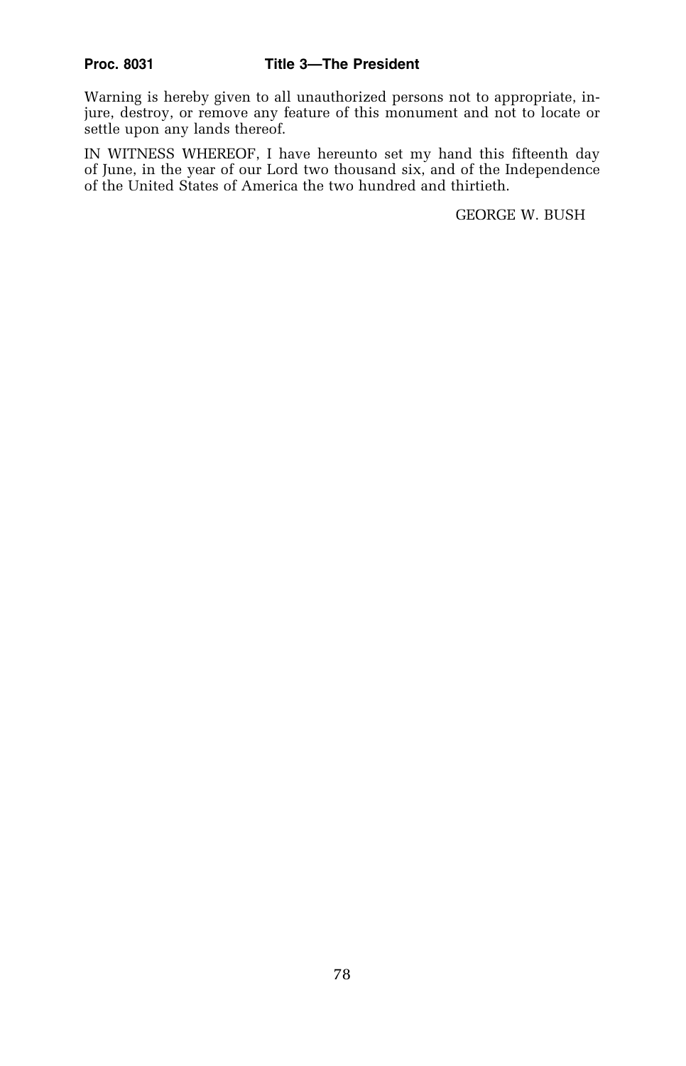Warning is hereby given to all unauthorized persons not to appropriate, injure, destroy, or remove any feature of this monument and not to locate or settle upon any lands thereof.

IN WITNESS WHEREOF, I have hereunto set my hand this fifteenth day of June, in the year of our Lord two thousand six, and of the Independence of the United States of America the two hundred and thirtieth.

GEORGE W. BUSH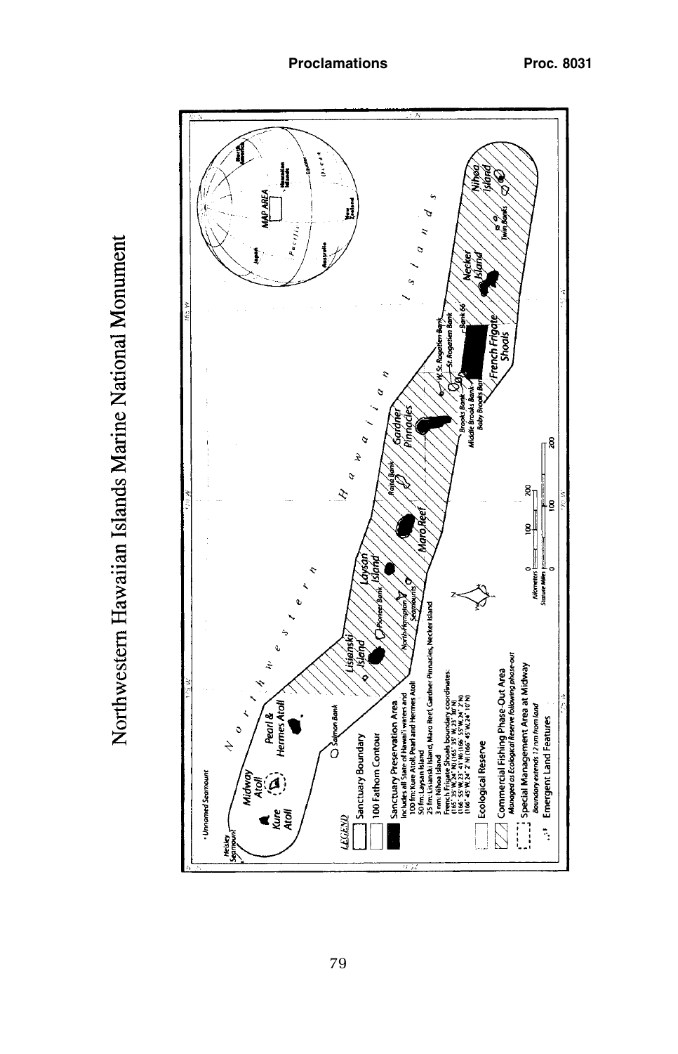# Northwestern Hawaiian Islands Marine National Monument

LEGEND

- Sanctuary Boundary
- 100 Fathom Contour
- Sanctuary Preservation Area
  - Includes all State of Hawaii waters and
  - 100 fm: Kure Atoll, Pearl and Hermes Atoll
  - 50 fm: Laysan Island
  - 25 fm: Lisianski Island, Maro Reef, Gardner Pinnacles, Necker Island
  - 3 nm: Nihoa Island
  - French Frigate Shoals boundary coordinates: (165° 35' W, 24° N) (165° 35' W, 23° 30' N) (166° 55' W, 23° 41' N) (166° 55' W, 24° 2' N) (166° 45' W, 24° 2' N) (166° 45' W, 24° 10' N)
- Ecological Reserve
- Commercial Fishing Phase-Out Area
  - *Managed as Ecological Reserve following phase-out*
- Special Management Area at Midway
  - *Boundary extends 12 nm from land*
- Emergent Land Features

Northwestern Hawaiian Islands

Helsley Seamount · Unnamed Seamount · Kure Atoll · Midway Atoll · Pearl & Hermes Atoll · Salmon Bank · Lisianski Island · Pioneer Bank · Laysan Island · Northampton Seamounts · Maro Reef · Raita Bank · Gardner Pinnacles · Brooks Bank · Middle Brooks Bank · Baby Brooks Bank · W. St. Rogatien Bank · St. Rogatien Bank · Bank 66 · French Frigate Shoals · Necker Island · Twin Banks · Nihoa Island

MAP AREA · Japan · North America · Hawaiian Islands · Pacific Ocean · Equator · Australia · New Zealand

Kilometers 0 100 200
Statute Miles 0 100 200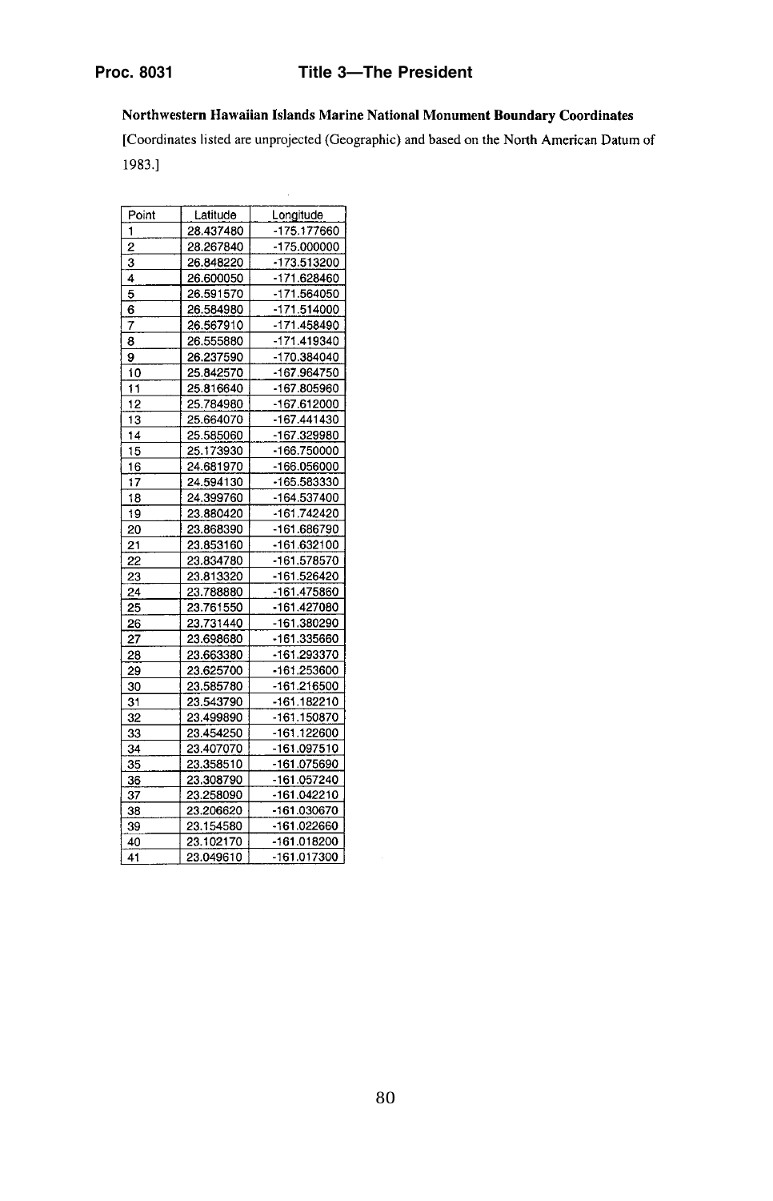**Northwestern Hawaiian Islands Marine National Monument Boundary Coordinates**

[Coordinates listed are unprojected (Geographic) and based on the North American Datum of 1983.]

| Point | Latitude | Longitude |
|---|---|---|
| 1 | 28.437480 | -175.177660 |
| 2 | 28.267840 | -175.000000 |
| 3 | 26.848220 | -173.513200 |
| 4 | 26.600050 | -171.628460 |
| 5 | 26.591570 | -171.564050 |
| 6 | 26.584980 | -171.514000 |
| 7 | 26.567910 | -171.458490 |
| 8 | 26.555880 | -171.419340 |
| 9 | 26.237590 | -170.384040 |
| 10 | 25.842570 | -167.964750 |
| 11 | 25.816640 | -167.805960 |
| 12 | 25.784980 | -167.612000 |
| 13 | 25.664070 | -167.441430 |
| 14 | 25.585060 | -167.329980 |
| 15 | 25.173930 | -166.750000 |
| 16 | 24.681970 | -166.056000 |
| 17 | 24.594130 | -165.583330 |
| 18 | 24.399760 | -164.537400 |
| 19 | 23.880420 | -161.742420 |
| 20 | 23.868390 | -161.686790 |
| 21 | 23.853160 | -161.632100 |
| 22 | 23.834780 | -161.578570 |
| 23 | 23.813320 | -161.526420 |
| 24 | 23.788880 | -161.475860 |
| 25 | 23.761550 | -161.427080 |
| 26 | 23.731440 | -161.380290 |
| 27 | 23.698680 | -161.335660 |
| 28 | 23.663380 | -161.293370 |
| 29 | 23.625700 | -161.253600 |
| 30 | 23.585780 | -161.216500 |
| 31 | 23.543790 | -161.182210 |
| 32 | 23.499890 | -161.150870 |
| 33 | 23.454250 | -161.122600 |
| 34 | 23.407070 | -161.097510 |
| 35 | 23.358510 | -161.075690 |
| 36 | 23.308790 | -161.057240 |
| 37 | 23.258090 | -161.042210 |
| 38 | 23.206620 | -161.030670 |
| 39 | 23.154580 | -161.022660 |
| 40 | 23.102170 | -161.018200 |
| 41 | 23.049610 | -161.017300 |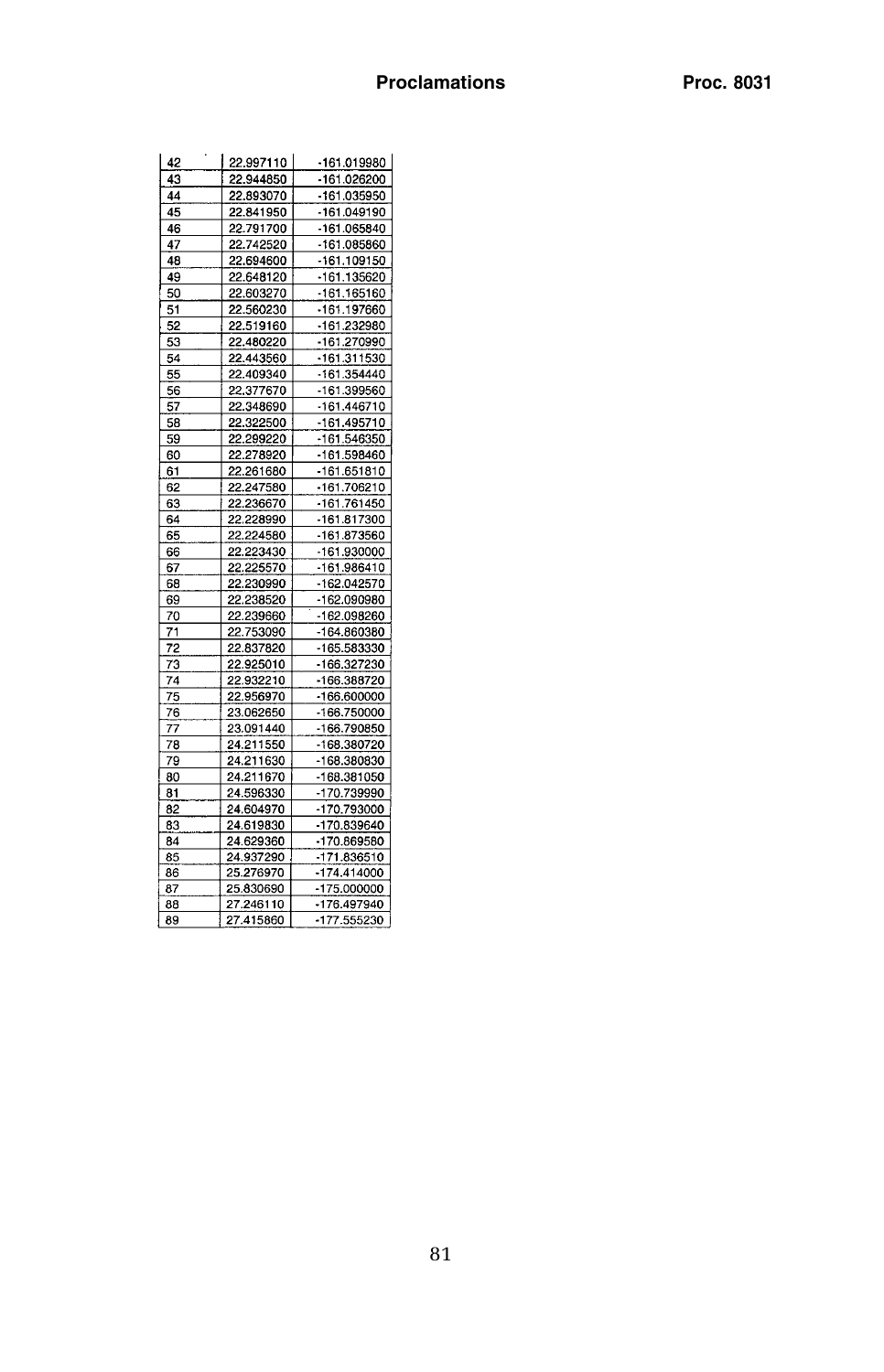| 42 | 22.997110 | -161.019980 |
|---|---|---|
| 43 | 22.944850 | -161.026200 |
| 44 | 22.893070 | -161.035950 |
| 45 | 22.841950 | -161.049190 |
| 46 | 22.791700 | -161.065840 |
| 47 | 22.742520 | -161.085860 |
| 48 | 22.694600 | -161.109150 |
| 49 | 22.648120 | -161.135620 |
| 50 | 22.603270 | -161.165160 |
| 51 | 22.560230 | -161.197660 |
| 52 | 22.519160 | -161.232980 |
| 53 | 22.480220 | -161.270990 |
| 54 | 22.443560 | -161.311530 |
| 55 | 22.409340 | -161.354440 |
| 56 | 22.377670 | -161.399560 |
| 57 | 22.348690 | -161.446710 |
| 58 | 22.322500 | -161.495710 |
| 59 | 22.299220 | -161.546350 |
| 60 | 22.278920 | -161.598460 |
| 61 | 22.261680 | -161.651810 |
| 62 | 22.247580 | -161.706210 |
| 63 | 22.236670 | -161.761450 |
| 64 | 22.228990 | -161.817300 |
| 65 | 22.224580 | -161.873560 |
| 66 | 22.223430 | -161.930000 |
| 67 | 22.225570 | -161.986410 |
| 68 | 22.230990 | -162.042570 |
| 69 | 22.238520 | -162.090980 |
| 70 | 22.239660 | -162.098260 |
| 71 | 22.753090 | -164.860380 |
| 72 | 22.837820 | -165.583330 |
| 73 | 22.925010 | -166.327230 |
| 74 | 22.932210 | -166.388720 |
| 75 | 22.956970 | -166.600000 |
| 76 | 23.062650 | -166.750000 |
| 77 | 23.091440 | -166.790850 |
| 78 | 24.211550 | -168.380720 |
| 79 | 24.211630 | -168.380830 |
| 80 | 24.211670 | -168.381050 |
| 81 | 24.596330 | -170.739990 |
| 82 | 24.604970 | -170.793000 |
| 83 | 24.619830 | -170.839640 |
| 84 | 24.629360 | -170.869580 |
| 85 | 24.937290 | -171.836510 |
| 86 | 25.276970 | -174.414000 |
| 87 | 25.830690 | -175.000000 |
| 88 | 27.246110 | -176.497940 |
| 89 | 27.415860 | -177.555230 |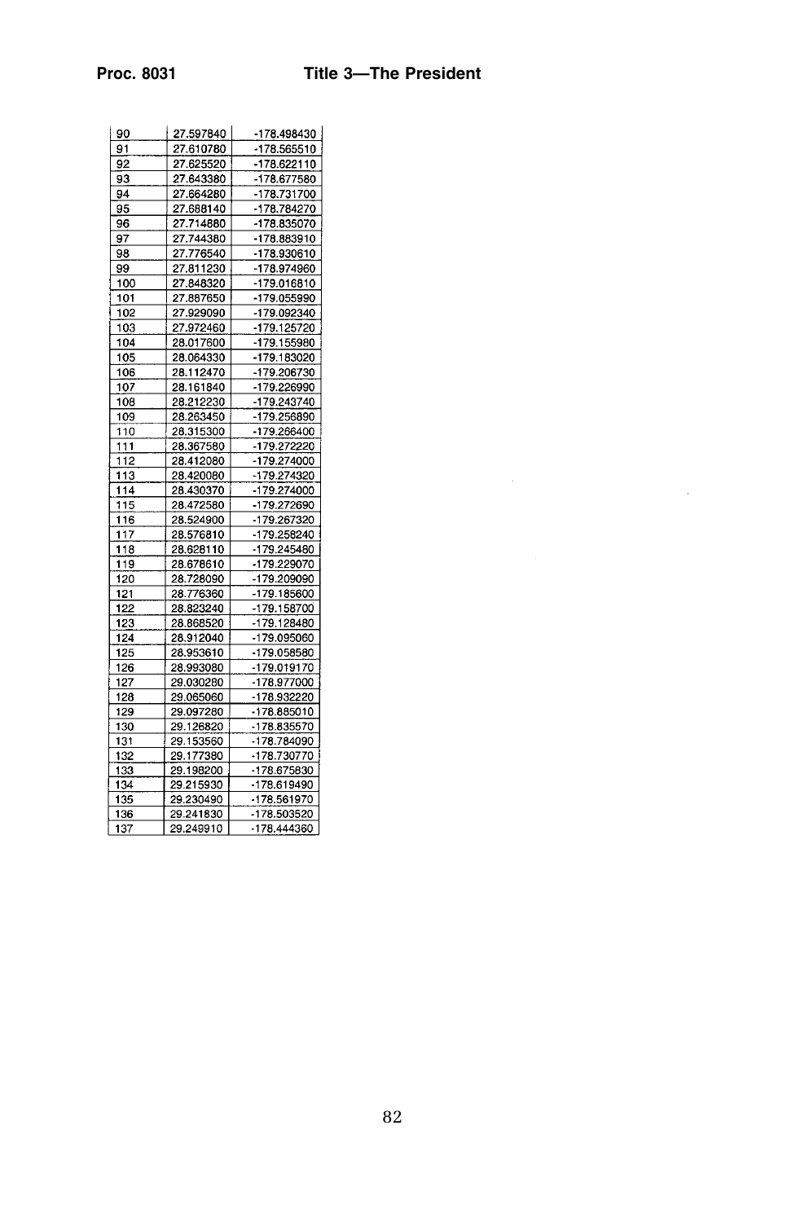| 90 | 27.597840 | -178.498430 |
|---|---|---|
| 91 | 27.610780 | -178.565510 |
| 92 | 27.625520 | -178.622110 |
| 93 | 27.643380 | -178.677580 |
| 94 | 27.664280 | -178.731700 |
| 95 | 27.688140 | -178.784270 |
| 96 | 27.714880 | -178.835070 |
| 97 | 27.744380 | -178.883910 |
| 98 | 27.776540 | -178.930610 |
| 99 | 27.811230 | -178.974960 |
| 100 | 27.848320 | -179.016810 |
| 101 | 27.887650 | -179.055990 |
| 102 | 27.929090 | -179.092340 |
| 103 | 27.972460 | -179.125720 |
| 104 | 28.017600 | -179.155980 |
| 105 | 28.064330 | -179.183020 |
| 106 | 28.112470 | -179.206730 |
| 107 | 28.161840 | -179.226990 |
| 108 | 28.212230 | -179.243740 |
| 109 | 28.263450 | -179.256890 |
| 110 | 28.315300 | -179.266400 |
| 111 | 28.367580 | -179.272220 |
| 112 | 28.412080 | -179.274000 |
| 113 | 28.420080 | -179.274320 |
| 114 | 28.430370 | -179.274000 |
| 115 | 28.472580 | -179.272690 |
| 116 | 28.524900 | -179.267320 |
| 117 | 28.576810 | -179.258240 |
| 118 | 28.628110 | -179.245480 |
| 119 | 28.678610 | -179.229070 |
| 120 | 28.728090 | -179.209090 |
| 121 | 28.776360 | -179.185600 |
| 122 | 28.823240 | -179.158700 |
| 123 | 28.868520 | -179.128480 |
| 124 | 28.912040 | -179.095060 |
| 125 | 28.953610 | -179.058580 |
| 126 | 28.993080 | -179.019170 |
| 127 | 29.030280 | -178.977000 |
| 128 | 29.065060 | -178.932220 |
| 129 | 29.097280 | -178.885010 |
| 130 | 29.126820 | -178.835570 |
| 131 | 29.153560 | -178.784090 |
| 132 | 29.177380 | -178.730770 |
| 133 | 29.198200 | -178.675830 |
| 134 | 29.215930 | -178.619490 |
| 135 | 29.230490 | -178.561970 |
| 136 | 29.241830 | -178.503520 |
| 137 | 29.249910 | -178.444360 |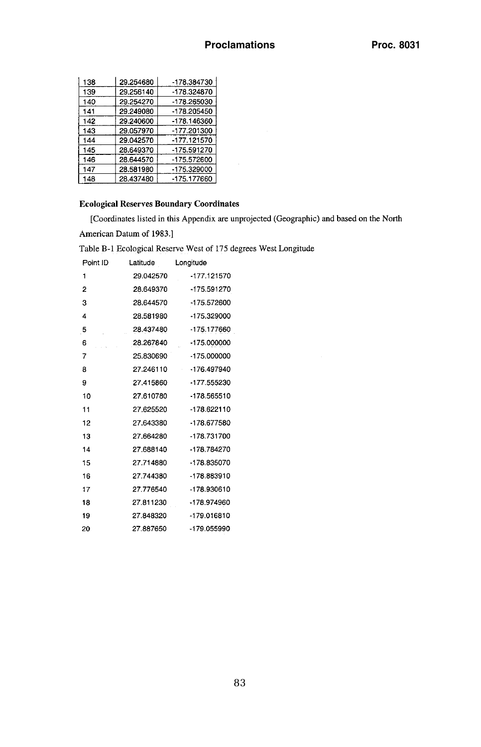| 138 | 29.254680 | -178.384730 |
|---|---|---|
| 139 | 29.256140 | -178.324870 |
| 140 | 29.254270 | -178.265030 |
| 141 | 29.249080 | -178.205450 |
| 142 | 29.240600 | -178.146360 |
| 143 | 29.057970 | -177.201300 |
| 144 | 29.042570 | -177.121570 |
| 145 | 28.649370 | -175.591270 |
| 146 | 28.644570 | -175.572600 |
| 147 | 28.581980 | -175.329000 |
| 148 | 28.437480 | -175.177660 |

**Ecological Reserves Boundary Coordinates**

[Coordinates listed in this Appendix are unprojected (Geographic) and based on the North American Datum of 1983.]

Table B-1 Ecological Reserve West of 175 degrees West Longitude

| Point ID | Latitude | Longitude |
|---|---|---|
| 1 | 29.042570 | -177.121570 |
| 2 | 28.649370 | -175.591270 |
| 3 | 28.644570 | -175.572600 |
| 4 | 28.581980 | -175.329000 |
| 5 | 28.437480 | -175.177660 |
| 6 | 28.267840 | -175.000000 |
| 7 | 25.830690 | -175.000000 |
| 8 | 27.246110 | -176.497940 |
| 9 | 27.415860 | -177.555230 |
| 10 | 27.610780 | -178.565510 |
| 11 | 27.625520 | -178.622110 |
| 12 | 27.643380 | -178.677580 |
| 13 | 27.664280 | -178.731700 |
| 14 | 27.688140 | -178.784270 |
| 15 | 27.714880 | -178.835070 |
| 16 | 27.744380 | -178.883910 |
| 17 | 27.776540 | -178.930610 |
| 18 | 27.811230 | -178.974960 |
| 19 | 27.848320 | -179.016810 |
| 20 | 27.887650 | -179.055990 |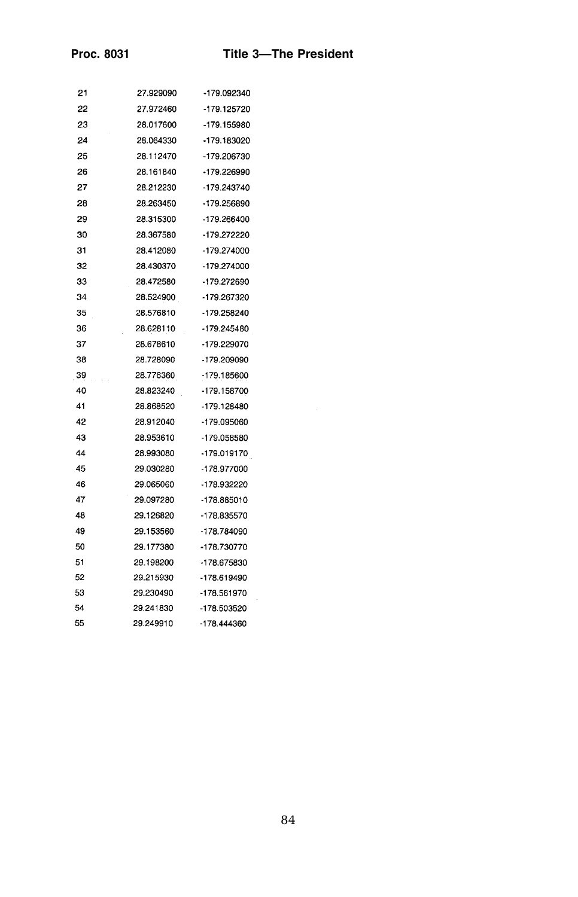| | | |
|---|---|---|
| 21 | 27.929090 | -179.092340 |
| 22 | 27.972460 | -179.125720 |
| 23 | 28.017600 | -179.155980 |
| 24 | 28.064330 | -179.183020 |
| 25 | 28.112470 | -179.206730 |
| 26 | 28.161840 | -179.226990 |
| 27 | 28.212230 | -179.243740 |
| 28 | 28.263450 | -179.256890 |
| 29 | 28.315300 | -179.266400 |
| 30 | 28.367580 | -179.272220 |
| 31 | 28.412080 | -179.274000 |
| 32 | 28.430370 | -179.274000 |
| 33 | 28.472580 | -179.272690 |
| 34 | 28.524900 | -179.267320 |
| 35 | 28.576810 | -179.258240 |
| 36 | 28.628110 | -179.245480 |
| 37 | 28.678610 | -179.229070 |
| 38 | 28.728090 | -179.209090 |
| 39 | 28.776360 | -179.185600 |
| 40 | 28.823240 | -179.158700 |
| 41 | 28.868520 | -179.128480 |
| 42 | 28.912040 | -179.095060 |
| 43 | 28.953610 | -179.058580 |
| 44 | 28.993080 | -179.019170 |
| 45 | 29.030280 | -178.977000 |
| 46 | 29.065060 | -178.932220 |
| 47 | 29.097280 | -178.885010 |
| 48 | 29.126820 | -178.835570 |
| 49 | 29.153560 | -178.784090 |
| 50 | 29.177380 | -178.730770 |
| 51 | 29.198200 | -178.675830 |
| 52 | 29.215930 | -178.619490 |
| 53 | 29.230490 | -178.561970 |
| 54 | 29.241830 | -178.503520 |
| 55 | 29.249910 | -178.444360 |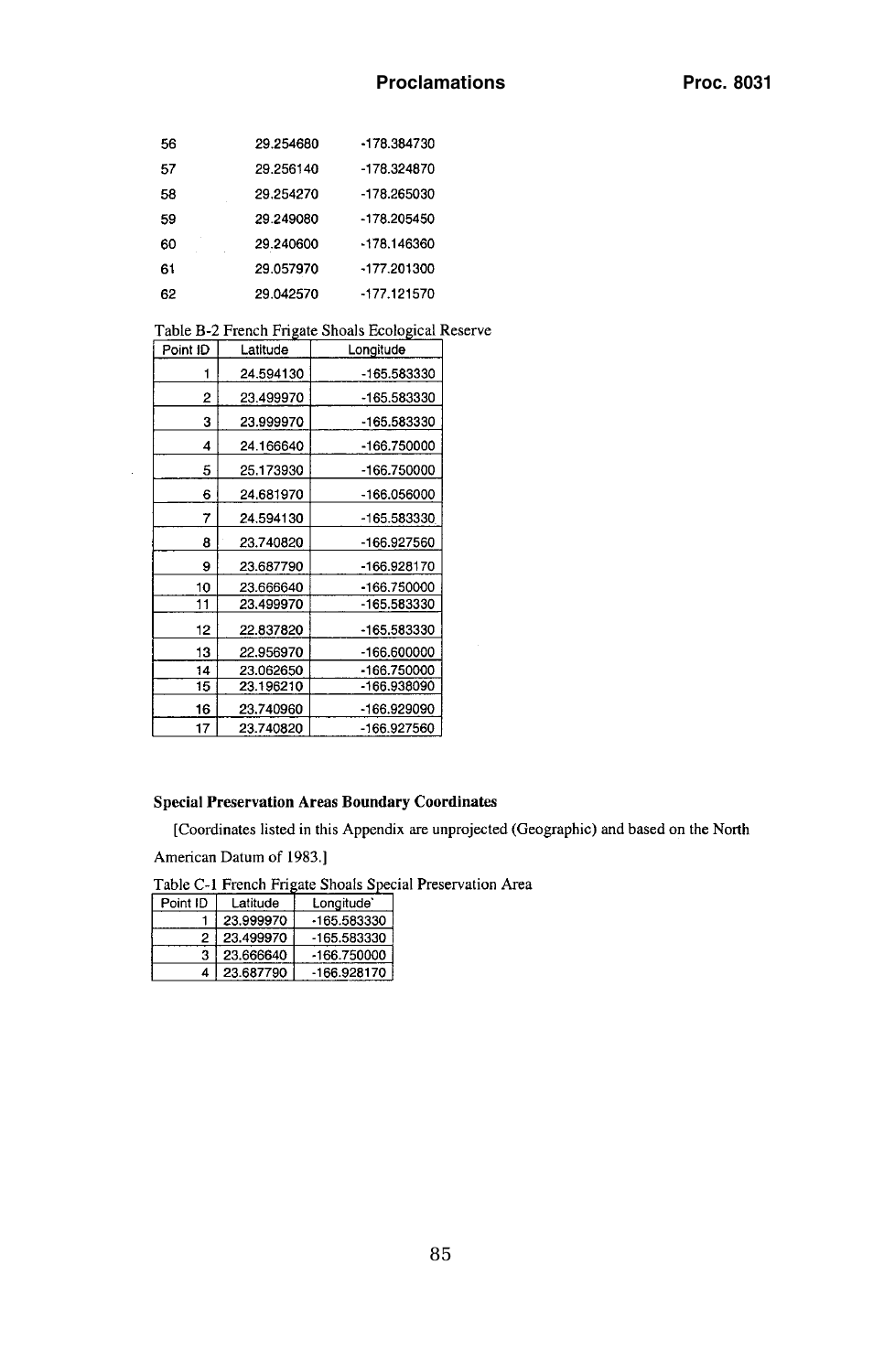| | | |
|---|---|---|
| 56 | 29.254680 | -178.384730 |
| 57 | 29.256140 | -178.324870 |
| 58 | 29.254270 | -178.265030 |
| 59 | 29.249080 | -178.205450 |
| 60 | 29.240600 | -178.146360 |
| 61 | 29.057970 | -177.201300 |
| 62 | 29.042570 | -177.121570 |

Table B-2 French Frigate Shoals Ecological Reserve

| Point ID | Latitude | Longitude |
|---|---|---|
| 1 | 24.594130 | -165.583330 |
| 2 | 23.499970 | -165.583330 |
| 3 | 23.999970 | -165.583330 |
| 4 | 24.166640 | -166.750000 |
| 5 | 25.173930 | -166.750000 |
| 6 | 24.681970 | -166.056000 |
| 7 | 24.594130 | -165.583330 |
| 8 | 23.740820 | -166.927560 |
| 9 | 23.687790 | -166.928170 |
| 10 | 23.666640 | -166.750000 |
| 11 | 23.499970 | -165.583330 |
| 12 | 22.837820 | -165.583330 |
| 13 | 22.956970 | -166.600000 |
| 14 | 23.062650 | -166.750000 |
| 15 | 23.196210 | -166.938090 |
| 16 | 23.740960 | -166.929090 |
| 17 | 23.740820 | -166.927560 |

**Special Preservation Areas Boundary Coordinates**

[Coordinates listed in this Appendix are unprojected (Geographic) and based on the North American Datum of 1983.]

Table C-1 French Frigate Shoals Special Preservation Area

| Point ID | Latitude | Longitude` |
|---|---|---|
| 1 | 23.999970 | -165.583330 |
| 2 | 23.499970 | -165.583330 |
| 3 | 23.666640 | -166.750000 |
| 4 | 23.687790 | -166.928170 |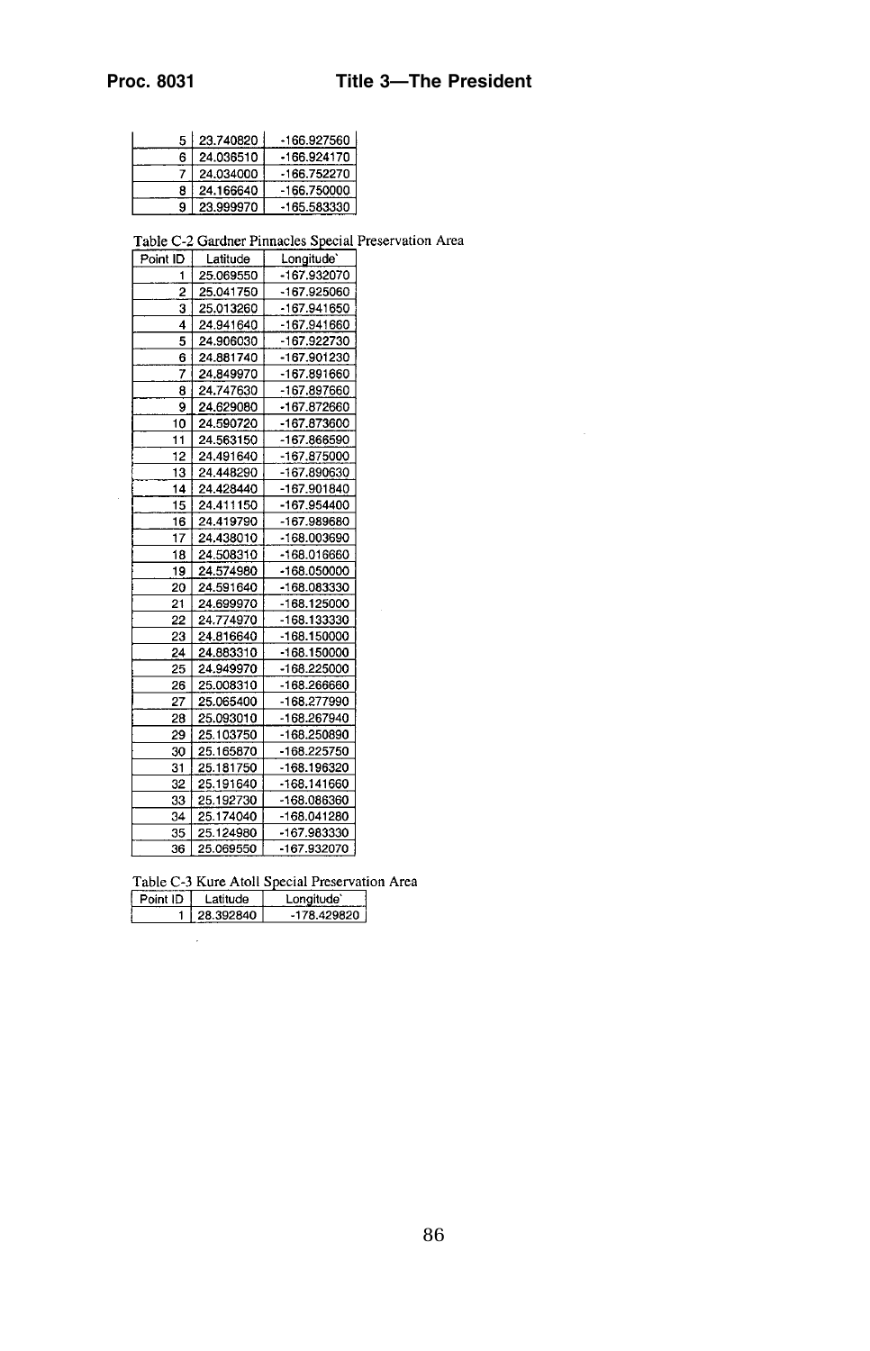| | | |
|---|---|---|
| 5 | 23.740820 | -166.927560 |
| 6 | 24.036510 | -166.924170 |
| 7 | 24.034000 | -166.752270 |
| 8 | 24.166640 | -166.750000 |
| 9 | 23.999970 | -165.583330 |

Table C-2 Gardner Pinnacles Special Preservation Area

| Point ID | Latitude | Longitude` |
|---|---|---|
| 1 | 25.069550 | -167.932070 |
| 2 | 25.041750 | -167.925060 |
| 3 | 25.013260 | -167.941650 |
| 4 | 24.941640 | -167.941660 |
| 5 | 24.906030 | -167.922730 |
| 6 | 24.881740 | -167.901230 |
| 7 | 24.849970 | -167.891660 |
| 8 | 24.747630 | -167.897660 |
| 9 | 24.629080 | -167.872660 |
| 10 | 24.590720 | -167.873600 |
| 11 | 24.563150 | -167.866590 |
| 12 | 24.491640 | -167.875000 |
| 13 | 24.448290 | -167.890630 |
| 14 | 24.428440 | -167.901840 |
| 15 | 24.411150 | -167.954400 |
| 16 | 24.419790 | -167.989680 |
| 17 | 24.438010 | -168.003690 |
| 18 | 24.508310 | -168.016660 |
| 19 | 24.574980 | -168.050000 |
| 20 | 24.591640 | -168.083330 |
| 21 | 24.699970 | -168.125000 |
| 22 | 24.774970 | -168.133330 |
| 23 | 24.816640 | -168.150000 |
| 24 | 24.883310 | -168.150000 |
| 25 | 24.949970 | -168.225000 |
| 26 | 25.008310 | -168.266660 |
| 27 | 25.065400 | -168.277990 |
| 28 | 25.093010 | -168.267940 |
| 29 | 25.103750 | -168.250890 |
| 30 | 25.165870 | -168.225750 |
| 31 | 25.181750 | -168.196320 |
| 32 | 25.191640 | -168.141660 |
| 33 | 25.192730 | -168.086360 |
| 34 | 25.174040 | -168.041280 |
| 35 | 25.124980 | -167.983330 |
| 36 | 25.069550 | -167.932070 |

Table C-3 Kure Atoll Special Preservation Area

| Point ID | Latitude | Longitude` |
|---|---|---|
| 1 | 28.392840 | -178.429820 |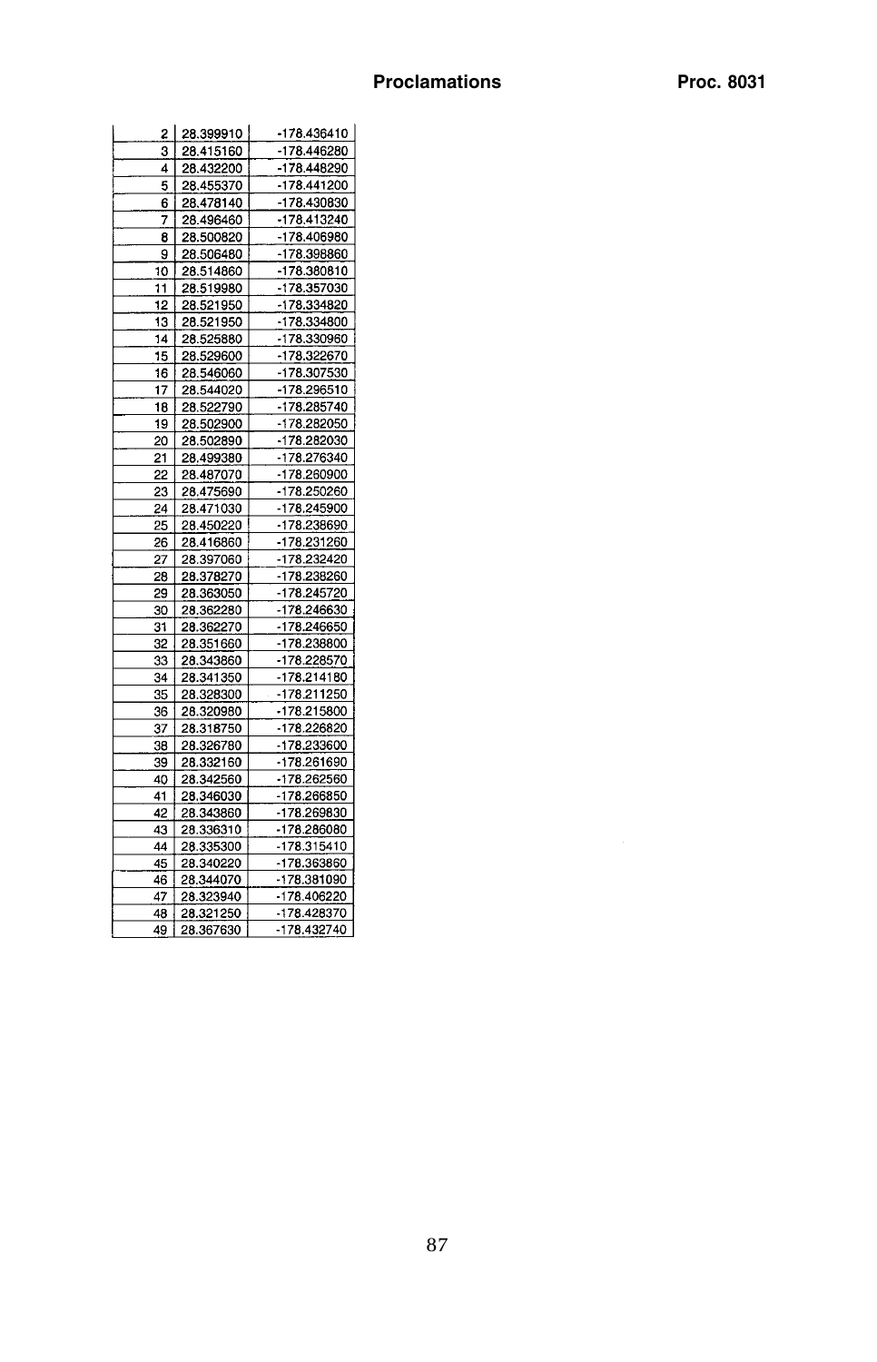| | | |
|---|---|---|
| 2 | 28.399910 | -178.436410 |
| 3 | 28.415160 | -178.446280 |
| 4 | 28.432200 | -178.448290 |
| 5 | 28.455370 | -178.441200 |
| 6 | 28.478140 | -178.430830 |
| 7 | 28.496460 | -178.413240 |
| 8 | 28.500820 | -178.406980 |
| 9 | 28.506480 | -178.398860 |
| 10 | 28.514860 | -178.380810 |
| 11 | 28.519980 | -178.357030 |
| 12 | 28.521950 | -178.334820 |
| 13 | 28.521950 | -178.334800 |
| 14 | 28.525880 | -178.330960 |
| 15 | 28.529600 | -178.322670 |
| 16 | 28.546060 | -178.307530 |
| 17 | 28.544020 | -178.296510 |
| 18 | 28.522790 | -178.285740 |
| 19 | 28.502900 | -178.282050 |
| 20 | 28.502890 | -178.282030 |
| 21 | 28.499380 | -178.276340 |
| 22 | 28.487070 | -178.260900 |
| 23 | 28.475690 | -178.250260 |
| 24 | 28.471030 | -178.245900 |
| 25 | 28.450220 | -178.238690 |
| 26 | 28.416860 | -178.231260 |
| 27 | 28.397060 | -178.232420 |
| 28 | 28.378270 | -178.238260 |
| 29 | 28.363050 | -178.245720 |
| 30 | 28.362280 | -178.246630 |
| 31 | 28.362270 | -178.246650 |
| 32 | 28.351660 | -178.238800 |
| 33 | 28.343860 | -178.228570 |
| 34 | 28.341350 | -178.214180 |
| 35 | 28.328300 | -178.211250 |
| 36 | 28.320980 | -178.215800 |
| 37 | 28.318750 | -178.226820 |
| 38 | 28.326780 | -178.233600 |
| 39 | 28.332160 | -178.261690 |
| 40 | 28.342560 | -178.262560 |
| 41 | 28.346030 | -178.266850 |
| 42 | 28.343860 | -178.269830 |
| 43 | 28.336310 | -178.286080 |
| 44 | 28.335300 | -178.315410 |
| 45 | 28.340220 | -178.363860 |
| 46 | 28.344070 | -178.381090 |
| 47 | 28.323940 | -178.406220 |
| 48 | 28.321250 | -178.428370 |
| 49 | 28.367630 | -178.432740 |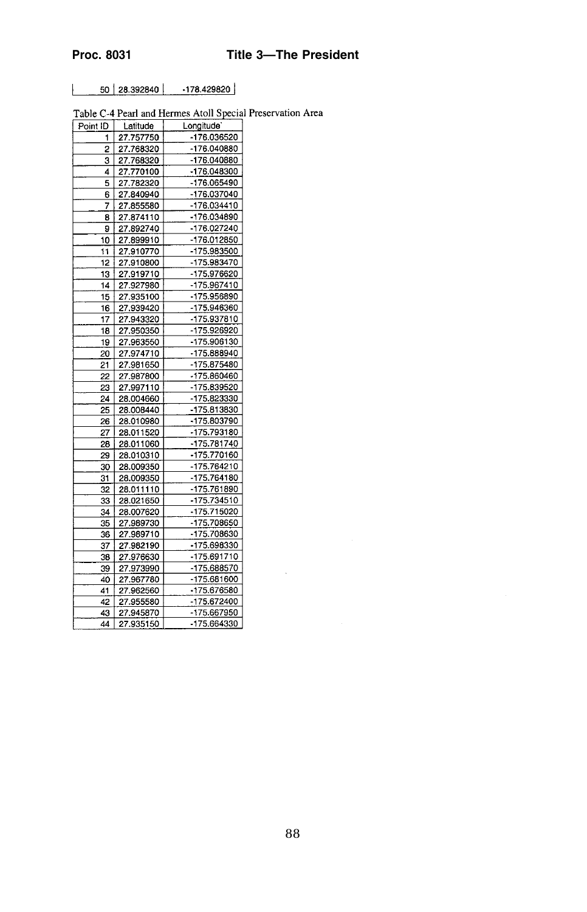| 50 | 28.392840 | -178.429820 |
|---|---|---|

Table C-4 Pearl and Hermes Atoll Special Preservation Area

| Point ID | Latitude | Longitude |
|---|---|---|
| 1 | 27.757750 | -176.036520 |
| 2 | 27.768320 | -176.040880 |
| 3 | 27.768320 | -176.040880 |
| 4 | 27.770100 | -176.048300 |
| 5 | 27.782320 | -176.065490 |
| 6 | 27.840940 | -176.037040 |
| 7 | 27.855580 | -176.034410 |
| 8 | 27.874110 | -176.034890 |
| 9 | 27.892740 | -176.027240 |
| 10 | 27.899910 | -176.012850 |
| 11 | 27.910770 | -175.983500 |
| 12 | 27.910800 | -175.983470 |
| 13 | 27.919710 | -175.976620 |
| 14 | 27.927980 | -175.967410 |
| 15 | 27.935100 | -175.956890 |
| 16 | 27.939420 | -175.946360 |
| 17 | 27.943320 | -175.937810 |
| 18 | 27.950350 | -175.926920 |
| 19 | 27.963550 | -175.906130 |
| 20 | 27.974710 | -175.888940 |
| 21 | 27.981650 | -175.875480 |
| 22 | 27.987800 | -175.860460 |
| 23 | 27.997110 | -175.839520 |
| 24 | 28.004660 | -175.823330 |
| 25 | 28.008440 | -175.813830 |
| 26 | 28.010980 | -175.803790 |
| 27 | 28.011520 | -175.793180 |
| 28 | 28.011060 | -175.781740 |
| 29 | 28.010310 | -175.770160 |
| 30 | 28.009350 | -175.764210 |
| 31 | 28.009350 | -175.764180 |
| 32 | 28.011110 | -175.761890 |
| 33 | 28.021650 | -175.734510 |
| 34 | 28.007620 | -175.715020 |
| 35 | 27.989730 | -175.708650 |
| 36 | 27.989710 | -175.708630 |
| 37 | 27.982190 | -175.698330 |
| 38 | 27.976630 | -175.691710 |
| 39 | 27.973990 | -175.688570 |
| 40 | 27.967780 | -175.681600 |
| 41 | 27.962560 | -175.676580 |
| 42 | 27.955580 | -175.672400 |
| 43 | 27.945870 | -175.667950 |
| 44 | 27.935150 | -175.664330 |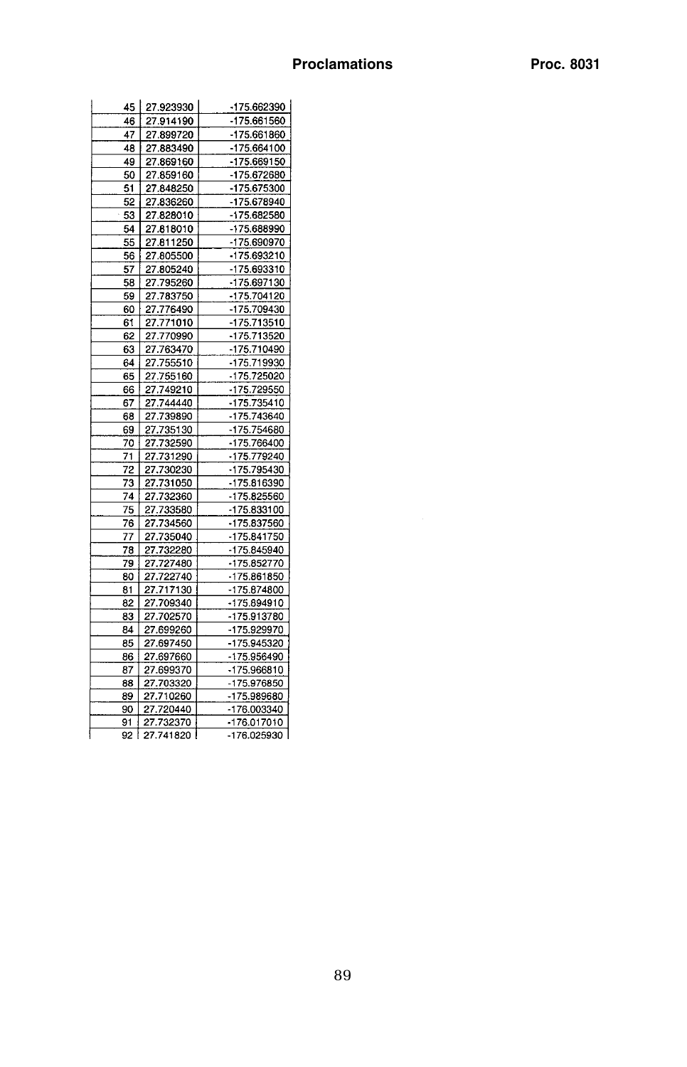| | | |
|---|---|---|
| 45 | 27.923930 | -175.662390 |
| 46 | 27.914190 | -175.661560 |
| 47 | 27.899720 | -175.661860 |
| 48 | 27.883490 | -175.664100 |
| 49 | 27.869160 | -175.669150 |
| 50 | 27.859160 | -175.672680 |
| 51 | 27.848250 | -175.675300 |
| 52 | 27.836260 | -175.678940 |
| 53 | 27.828010 | -175.682580 |
| 54 | 27.818010 | -175.688990 |
| 55 | 27.811250 | -175.690970 |
| 56 | 27.805500 | -175.693210 |
| 57 | 27.805240 | -175.693310 |
| 58 | 27.795260 | -175.697130 |
| 59 | 27.783750 | -175.704120 |
| 60 | 27.776490 | -175.709430 |
| 61 | 27.771010 | -175.713510 |
| 62 | 27.770990 | -175.713520 |
| 63 | 27.763470 | -175.710490 |
| 64 | 27.755510 | -175.719930 |
| 65 | 27.755160 | -175.725020 |
| 66 | 27.749210 | -175.729550 |
| 67 | 27.744440 | -175.735410 |
| 68 | 27.739890 | -175.743640 |
| 69 | 27.735130 | -175.754680 |
| 70 | 27.732590 | -175.766400 |
| 71 | 27.731290 | -175.779240 |
| 72 | 27.730230 | -175.795430 |
| 73 | 27.731050 | -175.816390 |
| 74 | 27.732360 | -175.825560 |
| 75 | 27.733580 | -175.833100 |
| 76 | 27.734560 | -175.837560 |
| 77 | 27.735040 | -175.841750 |
| 78 | 27.732280 | -175.845940 |
| 79 | 27.727480 | -175.852770 |
| 80 | 27.722740 | -175.861850 |
| 81 | 27.717130 | -175.874800 |
| 82 | 27.709340 | -175.894910 |
| 83 | 27.702570 | -175.913780 |
| 84 | 27.699260 | -175.929970 |
| 85 | 27.697450 | -175.945320 |
| 86 | 27.697660 | -175.956490 |
| 87 | 27.699370 | -175.966810 |
| 88 | 27.703320 | -175.976850 |
| 89 | 27.710260 | -175.989680 |
| 90 | 27.720440 | -176.003340 |
| 91 | 27.732370 | -176.017010 |
| 92 | 27.741820 | -176.025930 |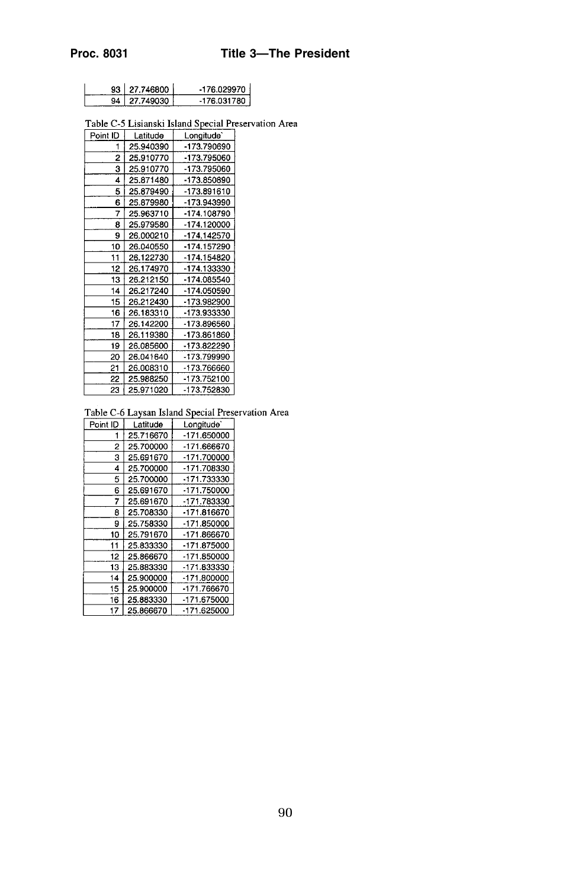| Point ID | Latitude | Longitude |
|---|---|---|
| 93 | 27.746800 | -176.029970 |
| 94 | 27.749030 | -176.031780 |

Table C-5 Lisianski Island Special Preservation Area

| Point ID | Latitude | Longitude` |
|---|---|---|
| 1 | 25.940390 | -173.790690 |
| 2 | 25.910770 | -173.795060 |
| 3 | 25.910770 | -173.795060 |
| 4 | 25.871480 | -173.850890 |
| 5 | 25.879490 | -173.891610 |
| 6 | 25.879980 | -173.943990 |
| 7 | 25.963710 | -174.108790 |
| 8 | 25.979580 | -174.120000 |
| 9 | 26.000210 | -174.142570 |
| 10 | 26.040550 | -174.157290 |
| 11 | 26.122730 | -174.154820 |
| 12 | 26.174970 | -174.133330 |
| 13 | 26.212150 | -174.085540 |
| 14 | 26.217240 | -174.050590 |
| 15 | 26.212430 | -173.982900 |
| 16 | 26.183310 | -173.933330 |
| 17 | 26.142200 | -173.896560 |
| 18 | 26.119380 | -173.861860 |
| 19 | 26.085600 | -173.822290 |
| 20 | 26.041640 | -173.799990 |
| 21 | 26.008310 | -173.766660 |
| 22 | 25.988250 | -173.752100 |
| 23 | 25.971020 | -173.752830 |

Table C-6 Laysan Island Special Preservation Area

| Point ID | Latitude | Longitude` |
|---|---|---|
| 1 | 25.716670 | -171.650000 |
| 2 | 25.700000 | -171.666670 |
| 3 | 25.691670 | -171.700000 |
| 4 | 25.700000 | -171.708330 |
| 5 | 25.700000 | -171.733330 |
| 6 | 25.691670 | -171.750000 |
| 7 | 25.691670 | -171.783330 |
| 8 | 25.708330 | -171.816670 |
| 9 | 25.758330 | -171.850000 |
| 10 | 25.791670 | -171.866670 |
| 11 | 25.833330 | -171.875000 |
| 12 | 25.866670 | -171.850000 |
| 13 | 25.883330 | -171.833330 |
| 14 | 25.900000 | -171.800000 |
| 15 | 25.900000 | -171.766670 |
| 16 | 25.883330 | -171.675000 |
| 17 | 25.866670 | -171.625000 |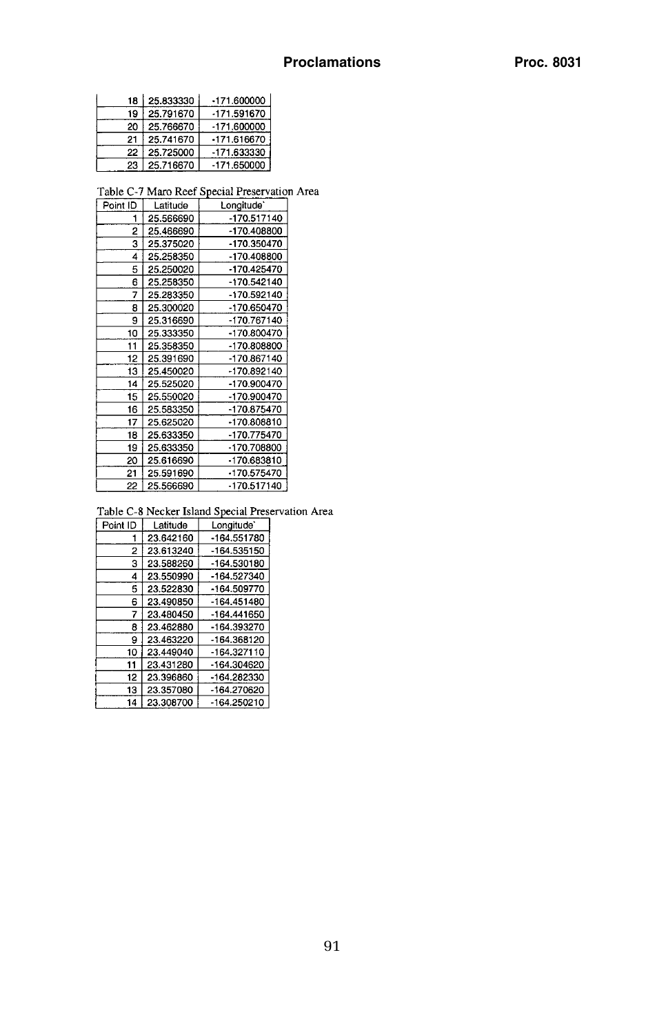| | | |
|---|---|---|
| 18 | 25.833330 | -171.600000 |
| 19 | 25.791670 | -171.591670 |
| 20 | 25.766670 | -171.600000 |
| 21 | 25.741670 | -171.616670 |
| 22 | 25.725000 | -171.633330 |
| 23 | 25.716670 | -171.650000 |

Table C-7 Maro Reef Special Preservation Area

| Point ID | Latitude | Longitude` |
|---|---|---|
| 1 | 25.566690 | -170.517140 |
| 2 | 25.466690 | -170.408800 |
| 3 | 25.375020 | -170.350470 |
| 4 | 25.258350 | -170.408800 |
| 5 | 25.250020 | -170.425470 |
| 6 | 25.258350 | -170.542140 |
| 7 | 25.283350 | -170.592140 |
| 8 | 25.300020 | -170.650470 |
| 9 | 25.316690 | -170.767140 |
| 10 | 25.333350 | -170.800470 |
| 11 | 25.358350 | -170.808800 |
| 12 | 25.391690 | -170.867140 |
| 13 | 25.450020 | -170.892140 |
| 14 | 25.525020 | -170.900470 |
| 15 | 25.550020 | -170.900470 |
| 16 | 25.583350 | -170.875470 |
| 17 | 25.625020 | -170.808810 |
| 18 | 25.633350 | -170.775470 |
| 19 | 25.633350 | -170.708800 |
| 20 | 25.616690 | -170.683810 |
| 21 | 25.591690 | -170.575470 |
| 22 | 25.566690 | -170.517140 |

Table C-8 Necker Island Special Preservation Area

| Point ID | Latitude | Longitude` |
|---|---|---|
| 1 | 23.642160 | -164.551780 |
| 2 | 23.613240 | -164.535150 |
| 3 | 23.588260 | -164.530180 |
| 4 | 23.550990 | -164.527340 |
| 5 | 23.522830 | -164.509770 |
| 6 | 23.490850 | -164.451480 |
| 7 | 23.480450 | -164.441650 |
| 8 | 23.462880 | -164.393270 |
| 9 | 23.463220 | -164.368120 |
| 10 | 23.449040 | -164.327110 |
| 11 | 23.431280 | -164.304620 |
| 12 | 23.396860 | -164.282330 |
| 13 | 23.357080 | -164.270620 |
| 14 | 23.308700 | -164.250210 |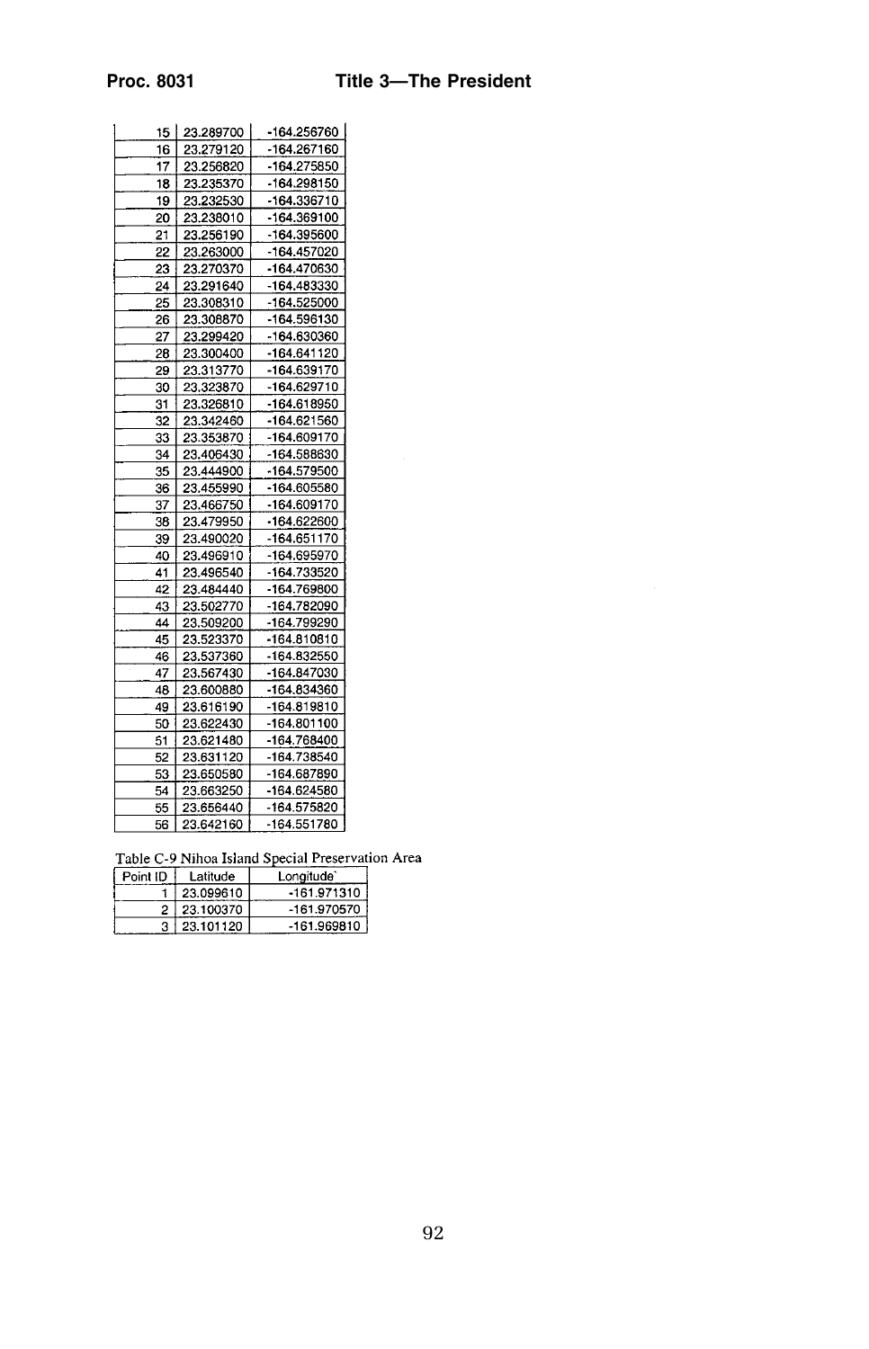| | | |
|---|---|---|
| 15 | 23.289700 | -164.256760 |
| 16 | 23.279120 | -164.267160 |
| 17 | 23.256820 | -164.275850 |
| 18 | 23.235370 | -164.298150 |
| 19 | 23.232530 | -164.336710 |
| 20 | 23.238010 | -164.369100 |
| 21 | 23.256190 | -164.395600 |
| 22 | 23.263000 | -164.457020 |
| 23 | 23.270370 | -164.470630 |
| 24 | 23.291640 | -164.483330 |
| 25 | 23.308310 | -164.525000 |
| 26 | 23.308870 | -164.596130 |
| 27 | 23.299420 | -164.630360 |
| 28 | 23.300400 | -164.641120 |
| 29 | 23.313770 | -164.639170 |
| 30 | 23.323870 | -164.629710 |
| 31 | 23.326810 | -164.618950 |
| 32 | 23.342460 | -164.621560 |
| 33 | 23.353870 | -164.609170 |
| 34 | 23.406430 | -164.588630 |
| 35 | 23.444900 | -164.579500 |
| 36 | 23.455990 | -164.605580 |
| 37 | 23.466750 | -164.609170 |
| 38 | 23.479950 | -164.622600 |
| 39 | 23.490020 | -164.651170 |
| 40 | 23.496910 | -164.695970 |
| 41 | 23.496540 | -164.733520 |
| 42 | 23.484440 | -164.769800 |
| 43 | 23.502770 | -164.782090 |
| 44 | 23.509200 | -164.799290 |
| 45 | 23.523370 | -164.810810 |
| 46 | 23.537360 | -164.832550 |
| 47 | 23.567430 | -164.847030 |
| 48 | 23.600880 | -164.834360 |
| 49 | 23.616190 | -164.819810 |
| 50 | 23.622430 | -164.801100 |
| 51 | 23.621480 | -164.768400 |
| 52 | 23.631120 | -164.738540 |
| 53 | 23.650580 | -164.687890 |
| 54 | 23.663250 | -164.624580 |
| 55 | 23.656440 | -164.575820 |
| 56 | 23.642160 | -164.551780 |

Table C-9 Nihoa Island Special Preservation Area

| Point ID | Latitude | Longitude |
|---|---|---|
| 1 | 23.099610 | -161.971310 |
| 2 | 23.100370 | -161.970570 |
| 3 | 23.101120 | -161.969810 |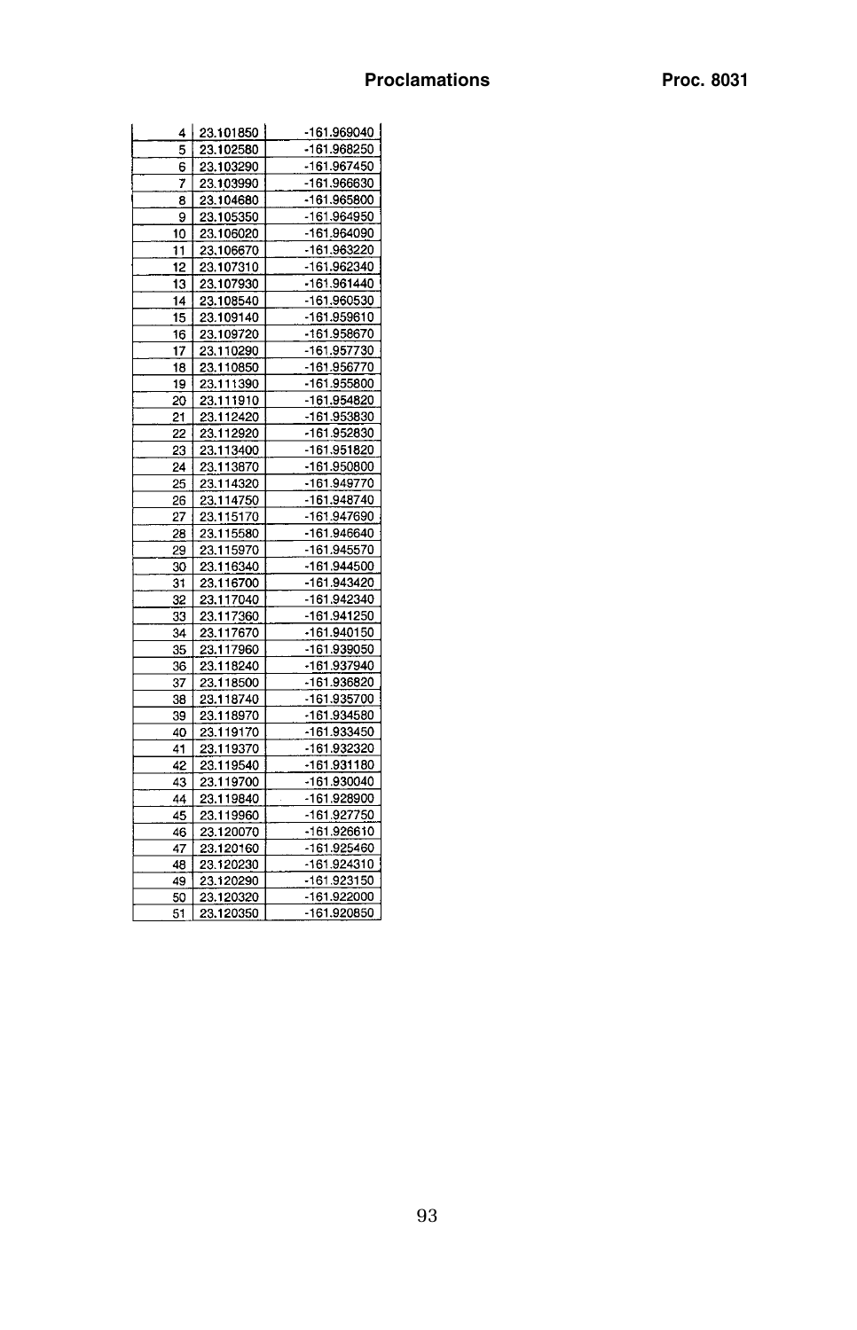| | | |
|---|---|---|
| 4 | 23.101850 | -161.969040 |
| 5 | 23.102580 | -161.968250 |
| 6 | 23.103290 | -161.967450 |
| 7 | 23.103990 | -161.966630 |
| 8 | 23.104680 | -161.965800 |
| 9 | 23.105350 | -161.964950 |
| 10 | 23.106020 | -161.964090 |
| 11 | 23.106670 | -161.963220 |
| 12 | 23.107310 | -161.962340 |
| 13 | 23.107930 | -161.961440 |
| 14 | 23.108540 | -161.960530 |
| 15 | 23.109140 | -161.959610 |
| 16 | 23.109720 | -161.958670 |
| 17 | 23.110290 | -161.957730 |
| 18 | 23.110850 | -161.956770 |
| 19 | 23.111390 | -161.955800 |
| 20 | 23.111910 | -161.954820 |
| 21 | 23.112420 | -161.953830 |
| 22 | 23.112920 | -161.952830 |
| 23 | 23.113400 | -161.951820 |
| 24 | 23.113870 | -161.950800 |
| 25 | 23.114320 | -161.949770 |
| 26 | 23.114750 | -161.948740 |
| 27 | 23.115170 | -161.947690 |
| 28 | 23.115580 | -161.946640 |
| 29 | 23.115970 | -161.945570 |
| 30 | 23.116340 | -161.944500 |
| 31 | 23.116700 | -161.943420 |
| 32 | 23.117040 | -161.942340 |
| 33 | 23.117360 | -161.941250 |
| 34 | 23.117670 | -161.940150 |
| 35 | 23.117960 | -161.939050 |
| 36 | 23.118240 | -161.937940 |
| 37 | 23.118500 | -161.936820 |
| 38 | 23.118740 | -161.935700 |
| 39 | 23.118970 | -161.934580 |
| 40 | 23.119170 | -161.933450 |
| 41 | 23.119370 | -161.932320 |
| 42 | 23.119540 | -161.931180 |
| 43 | 23.119700 | -161.930040 |
| 44 | 23.119840 | -161.928900 |
| 45 | 23.119960 | -161.927750 |
| 46 | 23.120070 | -161.926610 |
| 47 | 23.120160 | -161.925460 |
| 48 | 23.120230 | -161.924310 |
| 49 | 23.120290 | -161.923150 |
| 50 | 23.120320 | -161.922000 |
| 51 | 23.120350 | -161.920850 |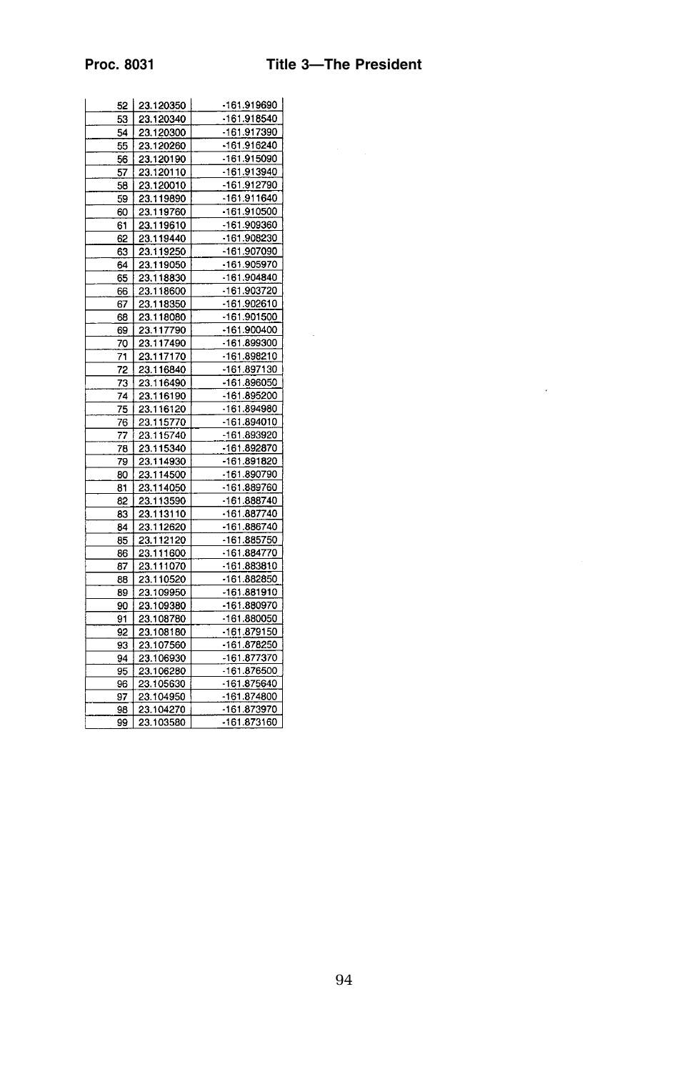| 52 | 23.120350 | -161.919690 |
|---|---|---|
| 53 | 23.120340 | -161.918540 |
| 54 | 23.120300 | -161.917390 |
| 55 | 23.120260 | -161.916240 |
| 56 | 23.120190 | -161.915090 |
| 57 | 23.120110 | -161.913940 |
| 58 | 23.120010 | -161.912790 |
| 59 | 23.119890 | -161.911640 |
| 60 | 23.119760 | -161.910500 |
| 61 | 23.119610 | -161.909360 |
| 62 | 23.119440 | -161.908230 |
| 63 | 23.119250 | -161.907090 |
| 64 | 23.119050 | -161.905970 |
| 65 | 23.118830 | -161.904840 |
| 66 | 23.118600 | -161.903720 |
| 67 | 23.118350 | -161.902610 |
| 68 | 23.118080 | -161.901500 |
| 69 | 23.117790 | -161.900400 |
| 70 | 23.117490 | -161.899300 |
| 71 | 23.117170 | -161.898210 |
| 72 | 23.116840 | -161.897130 |
| 73 | 23.116490 | -161.896050 |
| 74 | 23.116190 | -161.895200 |
| 75 | 23.116120 | -161.894980 |
| 76 | 23.115770 | -161.894010 |
| 77 | 23.115740 | -161.893920 |
| 78 | 23.115340 | -161.892870 |
| 79 | 23.114930 | -161.891820 |
| 80 | 23.114500 | -161.890790 |
| 81 | 23.114050 | -161.889760 |
| 82 | 23.113590 | -161.888740 |
| 83 | 23.113110 | -161.887740 |
| 84 | 23.112620 | -161.886740 |
| 85 | 23.112120 | -161.885750 |
| 86 | 23.111600 | -161.884770 |
| 87 | 23.111070 | -161.883810 |
| 88 | 23.110520 | -161.882850 |
| 89 | 23.109950 | -161.881910 |
| 90 | 23.109380 | -161.880970 |
| 91 | 23.108780 | -161.880050 |
| 92 | 23.108180 | -161.879150 |
| 93 | 23.107560 | -161.878250 |
| 94 | 23.106930 | -161.877370 |
| 95 | 23.106280 | -161.876500 |
| 96 | 23.105630 | -161.875640 |
| 97 | 23.104950 | -161.874800 |
| 98 | 23.104270 | -161.873970 |
| 99 | 23.103580 | -161.873160 |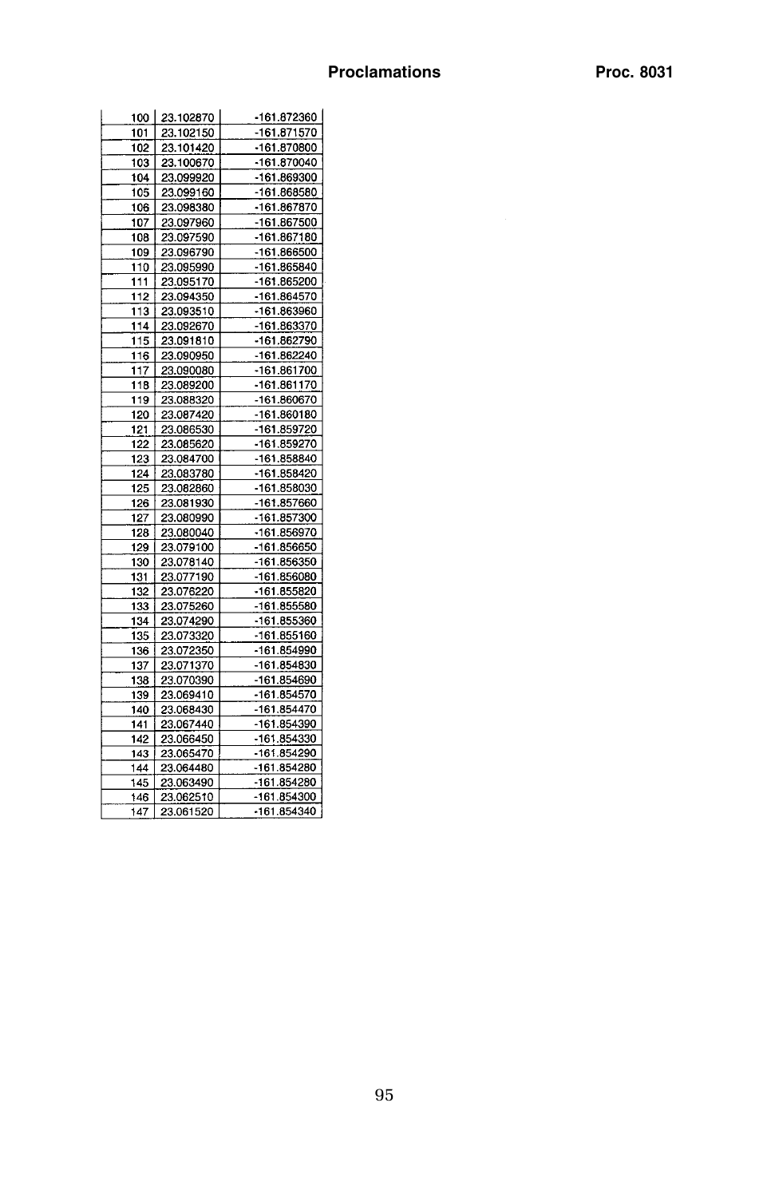| | | |
|---|---|---|
| 100 | 23.102870 | -161.872360 |
| 101 | 23.102150 | -161.871570 |
| 102 | 23.101420 | -161.870800 |
| 103 | 23.100670 | -161.870040 |
| 104 | 23.099920 | -161.869300 |
| 105 | 23.099160 | -161.868580 |
| 106 | 23.098380 | -161.867870 |
| 107 | 23.097960 | -161.867500 |
| 108 | 23.097590 | -161.867180 |
| 109 | 23.096790 | -161.866500 |
| 110 | 23.095990 | -161.865840 |
| 111 | 23.095170 | -161.865200 |
| 112 | 23.094350 | -161.864570 |
| 113 | 23.093510 | -161.863960 |
| 114 | 23.092670 | -161.863370 |
| 115 | 23.091810 | -161.862790 |
| 116 | 23.090950 | -161.862240 |
| 117 | 23.090080 | -161.861700 |
| 118 | 23.089200 | -161.861170 |
| 119 | 23.088320 | -161.860670 |
| 120 | 23.087420 | -161.860180 |
| 121 | 23.086530 | -161.859720 |
| 122 | 23.085620 | -161.859270 |
| 123 | 23.084700 | -161.858840 |
| 124 | 23.083780 | -161.858420 |
| 125 | 23.082860 | -161.858030 |
| 126 | 23.081930 | -161.857660 |
| 127 | 23.080990 | -161.857300 |
| 128 | 23.080040 | -161.856970 |
| 129 | 23.079100 | -161.856650 |
| 130 | 23.078140 | -161.856350 |
| 131 | 23.077190 | -161.856080 |
| 132 | 23.076220 | -161.855820 |
| 133 | 23.075260 | -161.855580 |
| 134 | 23.074290 | -161.855360 |
| 135 | 23.073320 | -161.855160 |
| 136 | 23.072350 | -161.854990 |
| 137 | 23.071370 | -161.854830 |
| 138 | 23.070390 | -161.854690 |
| 139 | 23.069410 | -161.854570 |
| 140 | 23.068430 | -161.854470 |
| 141 | 23.067440 | -161.854390 |
| 142 | 23.066450 | -161.854330 |
| 143 | 23.065470 | -161.854290 |
| 144 | 23.064480 | -161.854280 |
| 145 | 23.063490 | -161.854280 |
| 146 | 23.062510 | -161.854300 |
| 147 | 23.061520 | -161.854340 |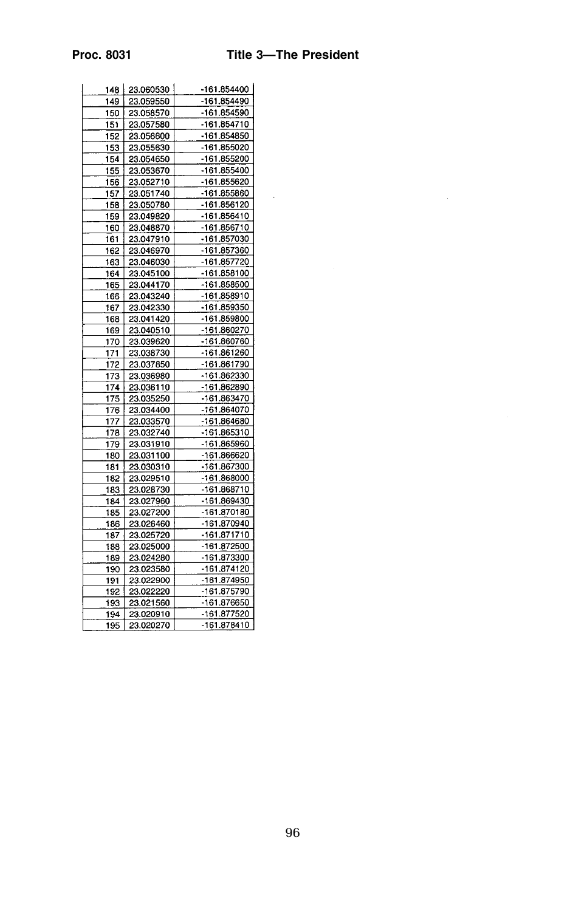| 148 | 23.060530 | -161.854400 |
|---|---|---|
| 149 | 23.059550 | -161.854490 |
| 150 | 23.058570 | -161.854590 |
| 151 | 23.057580 | -161.854710 |
| 152 | 23.056600 | -161.854850 |
| 153 | 23.055630 | -161.855020 |
| 154 | 23.054650 | -161.855200 |
| 155 | 23.053670 | -161.855400 |
| 156 | 23.052710 | -161.855620 |
| 157 | 23.051740 | -161.855860 |
| 158 | 23.050780 | -161.856120 |
| 159 | 23.049820 | -161.856410 |
| 160 | 23.048870 | -161.856710 |
| 161 | 23.047910 | -161.857030 |
| 162 | 23.046970 | -161.857360 |
| 163 | 23.046030 | -161.857720 |
| 164 | 23.045100 | -161.858100 |
| 165 | 23.044170 | -161.858500 |
| 166 | 23.043240 | -161.858910 |
| 167 | 23.042330 | -161.859350 |
| 168 | 23.041420 | -161.859800 |
| 169 | 23.040510 | -161.860270 |
| 170 | 23.039620 | -161.860760 |
| 171 | 23.038730 | -161.861260 |
| 172 | 23.037850 | -161.861790 |
| 173 | 23.036980 | -161.862330 |
| 174 | 23.036110 | -161.862890 |
| 175 | 23.035250 | -161.863470 |
| 176 | 23.034400 | -161.864070 |
| 177 | 23.033570 | -161.864680 |
| 178 | 23.032740 | -161.865310 |
| 179 | 23.031910 | -161.865960 |
| 180 | 23.031100 | -161.866620 |
| 181 | 23.030310 | -161.867300 |
| 182 | 23.029510 | -161.868000 |
| 183 | 23.028730 | -161.868710 |
| 184 | 23.027960 | -161.869430 |
| 185 | 23.027200 | -161.870180 |
| 186 | 23.026460 | -161.870940 |
| 187 | 23.025720 | -161.871710 |
| 188 | 23.025000 | -161.872500 |
| 189 | 23.024280 | -161.873300 |
| 190 | 23.023580 | -161.874120 |
| 191 | 23.022900 | -161.874950 |
| 192 | 23.022220 | -161.875790 |
| 193 | 23.021560 | -161.876650 |
| 194 | 23.020910 | -161.877520 |
| 195 | 23.020270 | -161.878410 |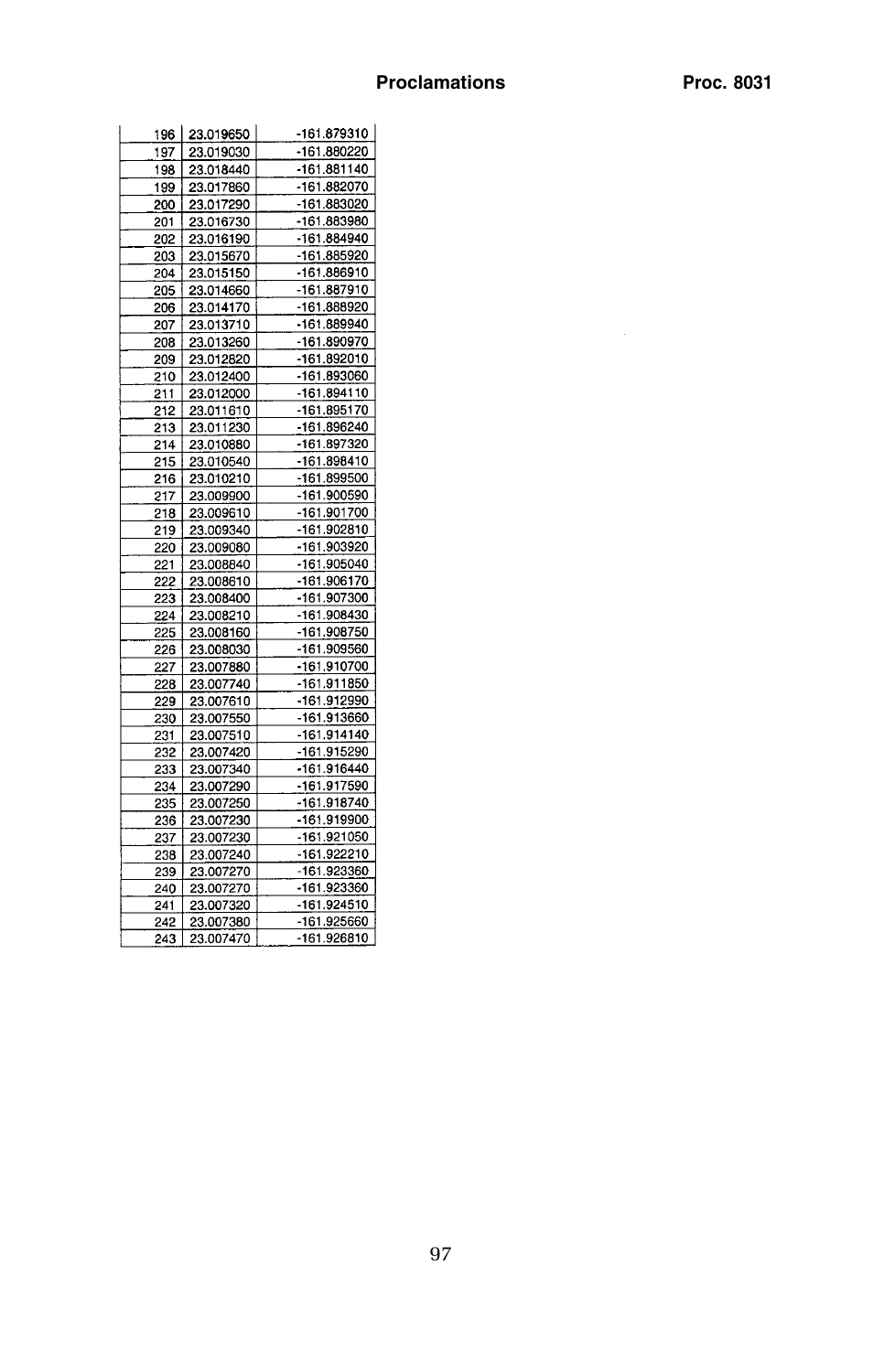| 196 | 23.019650 | -161.879310 |
|---|---|---|
| 197 | 23.019030 | -161.880220 |
| 198 | 23.018440 | -161.881140 |
| 199 | 23.017860 | -161.882070 |
| 200 | 23.017290 | -161.883020 |
| 201 | 23.016730 | -161.883980 |
| 202 | 23.016190 | -161.884940 |
| 203 | 23.015670 | -161.885920 |
| 204 | 23.015150 | -161.886910 |
| 205 | 23.014660 | -161.887910 |
| 206 | 23.014170 | -161.888920 |
| 207 | 23.013710 | -161.889940 |
| 208 | 23.013260 | -161.890970 |
| 209 | 23.012820 | -161.892010 |
| 210 | 23.012400 | -161.893060 |
| 211 | 23.012000 | -161.894110 |
| 212 | 23.011610 | -161.895170 |
| 213 | 23.011230 | -161.896240 |
| 214 | 23.010880 | -161.897320 |
| 215 | 23.010540 | -161.898410 |
| 216 | 23.010210 | -161.899500 |
| 217 | 23.009900 | -161.900590 |
| 218 | 23.009610 | -161.901700 |
| 219 | 23.009340 | -161.902810 |
| 220 | 23.009080 | -161.903920 |
| 221 | 23.008840 | -161.905040 |
| 222 | 23.008610 | -161.906170 |
| 223 | 23.008400 | -161.907300 |
| 224 | 23.008210 | -161.908430 |
| 225 | 23.008160 | -161.908750 |
| 226 | 23.008030 | -161.909560 |
| 227 | 23.007880 | -161.910700 |
| 228 | 23.007740 | -161.911850 |
| 229 | 23.007610 | -161.912990 |
| 230 | 23.007550 | -161.913660 |
| 231 | 23.007510 | -161.914140 |
| 232 | 23.007420 | -161.915290 |
| 233 | 23.007340 | -161.916440 |
| 234 | 23.007290 | -161.917590 |
| 235 | 23.007250 | -161.918740 |
| 236 | 23.007230 | -161.919900 |
| 237 | 23.007230 | -161.921050 |
| 238 | 23.007240 | -161.922210 |
| 239 | 23.007270 | -161.923360 |
| 240 | 23.007270 | -161.923360 |
| 241 | 23.007320 | -161.924510 |
| 242 | 23.007380 | -161.925660 |
| 243 | 23.007470 | -161.926810 |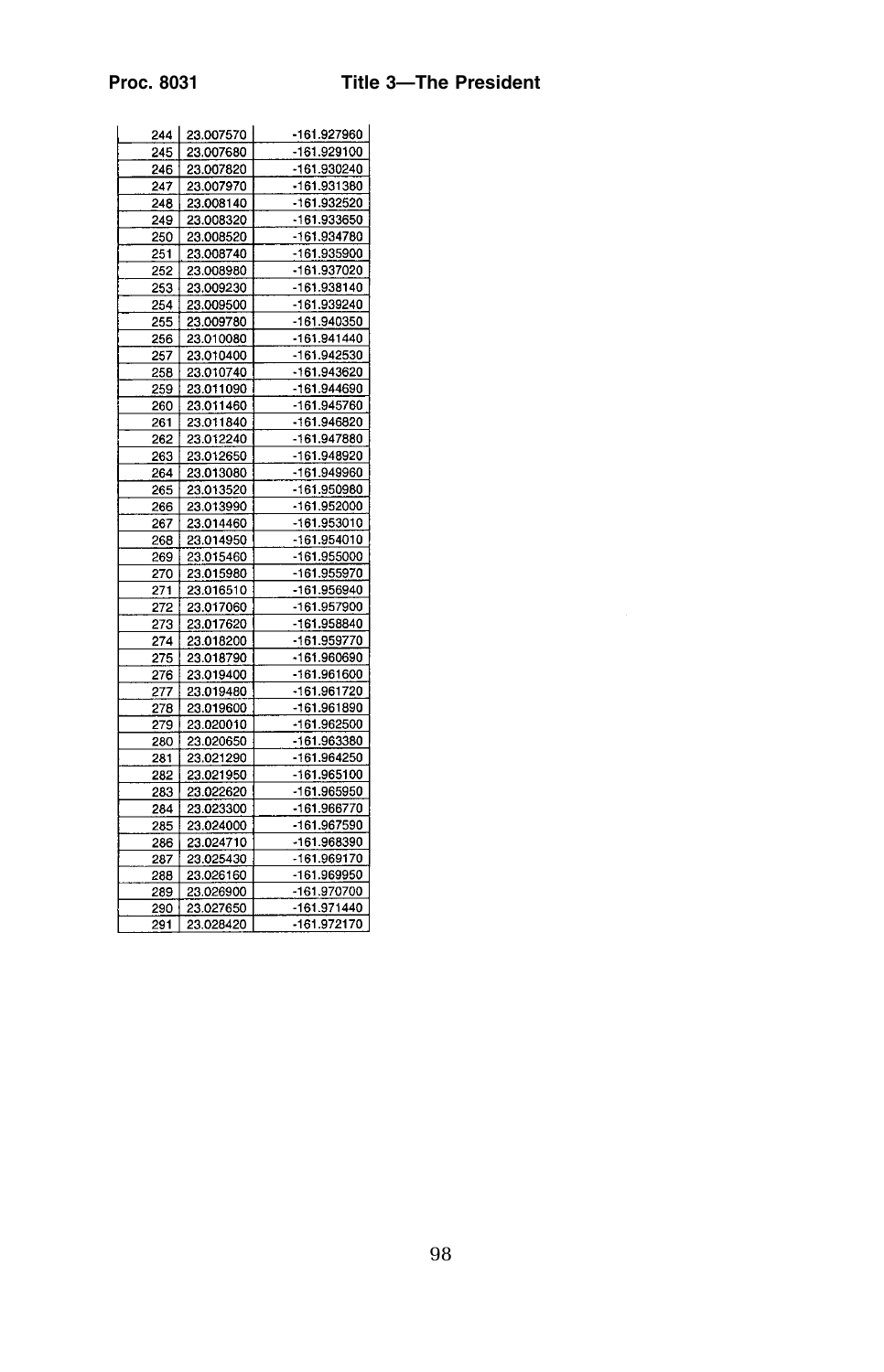| | | |
|---|---|---|
| 244 | 23.007570 | -161.927960 |
| 245 | 23.007680 | -161.929100 |
| 246 | 23.007820 | -161.930240 |
| 247 | 23.007970 | -161.931380 |
| 248 | 23.008140 | -161.932520 |
| 249 | 23.008320 | -161.933650 |
| 250 | 23.008520 | -161.934780 |
| 251 | 23.008740 | -161.935900 |
| 252 | 23.008980 | -161.937020 |
| 253 | 23.009230 | -161.938140 |
| 254 | 23.009500 | -161.939240 |
| 255 | 23.009780 | -161.940350 |
| 256 | 23.010080 | -161.941440 |
| 257 | 23.010400 | -161.942530 |
| 258 | 23.010740 | -161.943620 |
| 259 | 23.011090 | -161.944690 |
| 260 | 23.011460 | -161.945760 |
| 261 | 23.011840 | -161.946820 |
| 262 | 23.012240 | -161.947880 |
| 263 | 23.012650 | -161.948920 |
| 264 | 23.013080 | -161.949960 |
| 265 | 23.013520 | -161.950980 |
| 266 | 23.013990 | -161.952000 |
| 267 | 23.014460 | -161.953010 |
| 268 | 23.014950 | -161.954010 |
| 269 | 23.015460 | -161.955000 |
| 270 | 23.015980 | -161.955970 |
| 271 | 23.016510 | -161.956940 |
| 272 | 23.017060 | -161.957900 |
| 273 | 23.017620 | -161.958840 |
| 274 | 23.018200 | -161.959770 |
| 275 | 23.018790 | -161.960690 |
| 276 | 23.019400 | -161.961600 |
| 277 | 23.019480 | -161.961720 |
| 278 | 23.019600 | -161.961890 |
| 279 | 23.020010 | -161.962500 |
| 280 | 23.020650 | -161.963380 |
| 281 | 23.021290 | -161.964250 |
| 282 | 23.021950 | -161.965100 |
| 283 | 23.022620 | -161.965950 |
| 284 | 23.023300 | -161.966770 |
| 285 | 23.024000 | -161.967590 |
| 286 | 23.024710 | -161.968390 |
| 287 | 23.025430 | -161.969170 |
| 288 | 23.026160 | -161.969950 |
| 289 | 23.026900 | -161.970700 |
| 290 | 23.027650 | -161.971440 |
| 291 | 23.028420 | -161.972170 |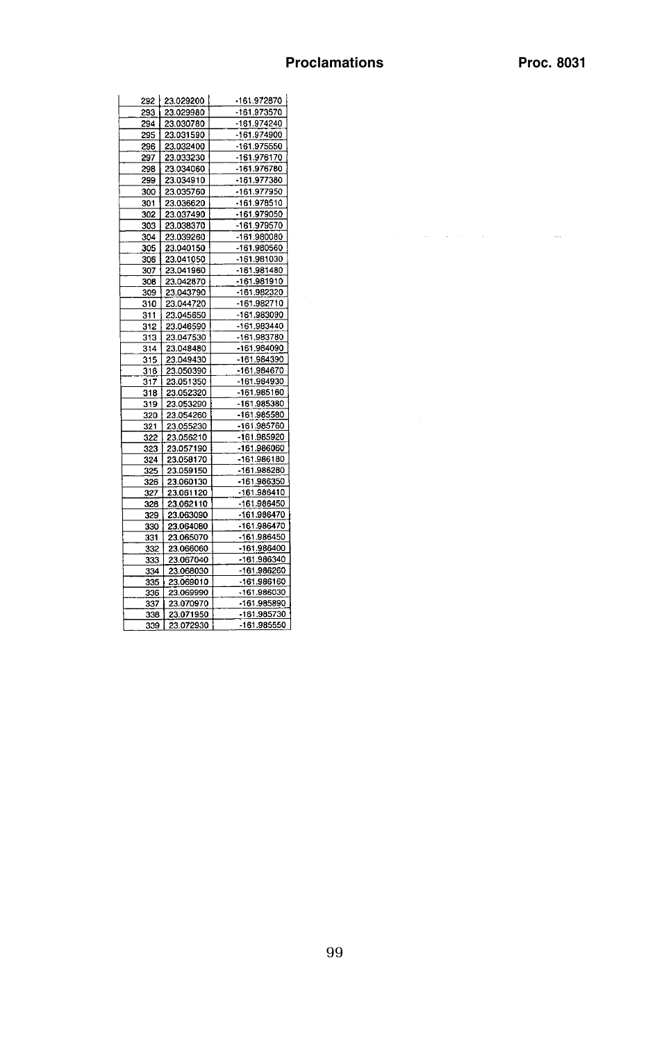| | | |
|---|---|---|
| 292 | 23.029200 | -161.972870 |
| 293 | 23.029980 | -161.973570 |
| 294 | 23.030780 | -161.974240 |
| 295 | 23.031590 | -161.974900 |
| 296 | 23.032400 | -161.975550 |
| 297 | 23.033230 | -161.976170 |
| 298 | 23.034060 | -161.976780 |
| 299 | 23.034910 | -161.977380 |
| 300 | 23.035760 | -161.977950 |
| 301 | 23.036620 | -161.978510 |
| 302 | 23.037490 | -161.979050 |
| 303 | 23.038370 | -161.979570 |
| 304 | 23.039260 | -161.980080 |
| 305 | 23.040150 | -161.980560 |
| 306 | 23.041050 | -161.981030 |
| 307 | 23.041960 | -161.981480 |
| 308 | 23.042870 | -161.981910 |
| 309 | 23.043790 | -161.982320 |
| 310 | 23.044720 | -161.982710 |
| 311 | 23.045650 | -161.983090 |
| 312 | 23.046590 | -161.983440 |
| 313 | 23.047530 | -161.983780 |
| 314 | 23.048480 | -161.984090 |
| 315 | 23.049430 | -161.984390 |
| 316 | 23.050390 | -161.984670 |
| 317 | 23.051350 | -161.984930 |
| 318 | 23.052320 | -161.985160 |
| 319 | 23.053290 | -161.985380 |
| 320 | 23.054260 | -161.985580 |
| 321 | 23.055230 | -161.985760 |
| 322 | 23.056210 | -161.985920 |
| 323 | 23.057190 | -161.986060 |
| 324 | 23.058170 | -161.986180 |
| 325 | 23.059150 | -161.986280 |
| 326 | 23.060130 | -161.986350 |
| 327 | 23.061120 | -161.986410 |
| 328 | 23.062110 | -161.986450 |
| 329 | 23.063090 | -161.986470 |
| 330 | 23.064080 | -161.986470 |
| 331 | 23.065070 | -161.986450 |
| 332 | 23.066060 | -161.986400 |
| 333 | 23.067040 | -161.986340 |
| 334 | 23.068030 | -161.986260 |
| 335 | 23.069010 | -161.986160 |
| 336 | 23.069990 | -161.986030 |
| 337 | 23.070970 | -161.985890 |
| 338 | 23.071950 | -161.985730 |
| 339 | 23.072930 | -161.985550 |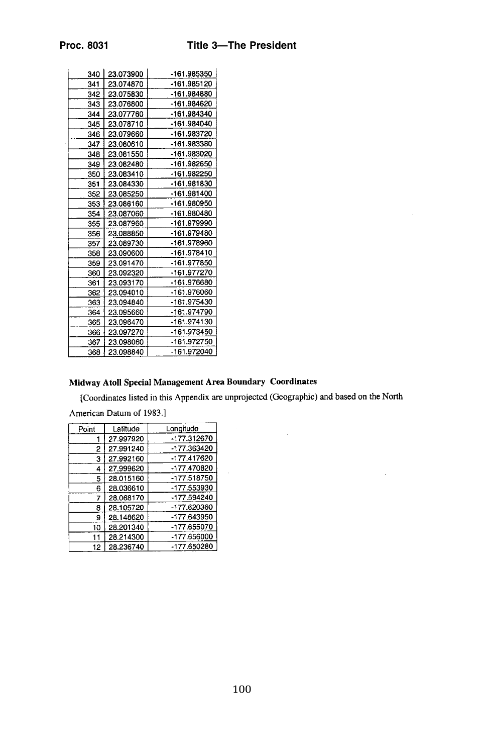| | | |
|---|---|---|
| 340 | 23.073900 | -161.985350 |
| 341 | 23.074870 | -161.985120 |
| 342 | 23.075830 | -161.984880 |
| 343 | 23.076800 | -161.984620 |
| 344 | 23.077760 | -161.984340 |
| 345 | 23.078710 | -161.984040 |
| 346 | 23.079660 | -161.983720 |
| 347 | 23.080610 | -161.983380 |
| 348 | 23.081550 | -161.983020 |
| 349 | 23.082480 | -161.982650 |
| 350 | 23.083410 | -161.982250 |
| 351 | 23.084330 | -161.981830 |
| 352 | 23.085250 | -161.981400 |
| 353 | 23.086160 | -161.980950 |
| 354 | 23.087060 | -161.980480 |
| 355 | 23.087960 | -161.979990 |
| 356 | 23.088850 | -161.979480 |
| 357 | 23.089730 | -161.978960 |
| 358 | 23.090600 | -161.978410 |
| 359 | 23.091470 | -161.977850 |
| 360 | 23.092320 | -161.977270 |
| 361 | 23.093170 | -161.976680 |
| 362 | 23.094010 | -161.976060 |
| 363 | 23.094840 | -161.975430 |
| 364 | 23.095660 | -161.974790 |
| 365 | 23.096470 | -161.974130 |
| 366 | 23.097270 | -161.973450 |
| 367 | 23.098060 | -161.972750 |
| 368 | 23.098840 | -161.972040 |

**Midway Atoll Special Management Area Boundary Coordinates**

[Coordinates listed in this Appendix are unprojected (Geographic) and based on the North American Datum of 1983.]

| Point | Latitude | Longitude |
|---|---|---|
| 1 | 27.997920 | -177.312670 |
| 2 | 27.991240 | -177.363420 |
| 3 | 27.992160 | -177.417620 |
| 4 | 27.999620 | -177.470820 |
| 5 | 28.015160 | -177.518750 |
| 6 | 28.036610 | -177.553930 |
| 7 | 28.068170 | -177.594240 |
| 8 | 28.105720 | -177.620360 |
| 9 | 28.148620 | -177.643950 |
| 10 | 28.201340 | -177.655070 |
| 11 | 28.214300 | -177.656000 |
| 12 | 28.236740 | -177.650280 |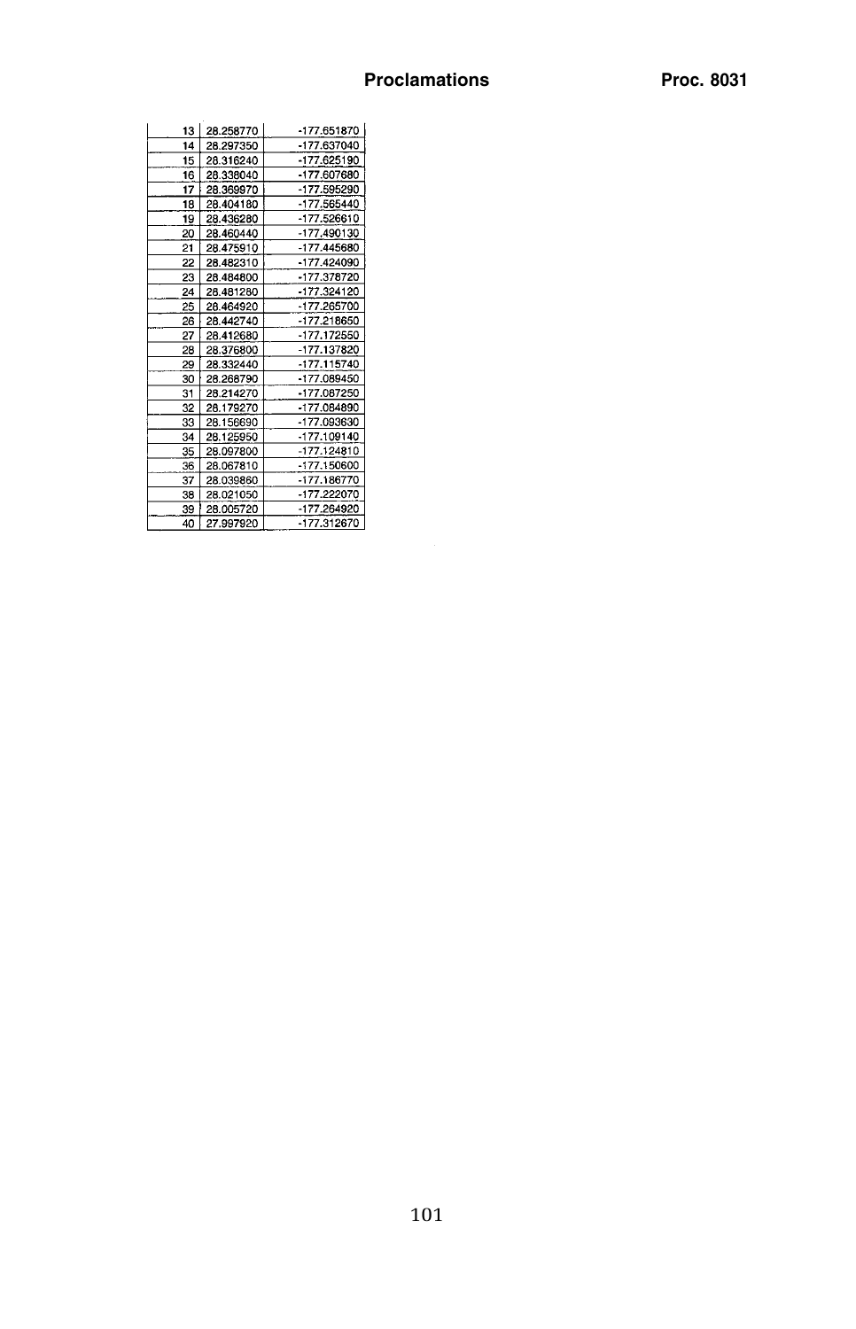| | | |
|---|---|---|
| 13 | 28.258770 | -177.651870 |
| 14 | 28.297350 | -177.637040 |
| 15 | 28.316240 | -177.625190 |
| 16 | 28.338040 | -177.607680 |
| 17 | 28.369970 | -177.595290 |
| 18 | 28.404180 | -177.565440 |
| 19 | 28.436280 | -177.526610 |
| 20 | 28.460440 | -177.490130 |
| 21 | 28.475910 | -177.445680 |
| 22 | 28.482310 | -177.424090 |
| 23 | 28.484800 | -177.378720 |
| 24 | 28.481280 | -177.324120 |
| 25 | 28.464920 | -177.265700 |
| 26 | 28.442740 | -177.218650 |
| 27 | 28.412680 | -177.172550 |
| 28 | 28.376800 | -177.137820 |
| 29 | 28.332440 | -177.115740 |
| 30 | 28.268790 | -177.089450 |
| 31 | 28.214270 | -177.087250 |
| 32 | 28.179270 | -177.084890 |
| 33 | 28.156690 | -177.093630 |
| 34 | 28.125950 | -177.109140 |
| 35 | 28.097800 | -177.124810 |
| 36 | 28.067810 | -177.150600 |
| 37 | 28.039860 | -177.186770 |
| 38 | 28.021050 | -177.222070 |
| 39 | 28.005720 | -177.264920 |
| 40 | 27.997920 | -177.312670 |